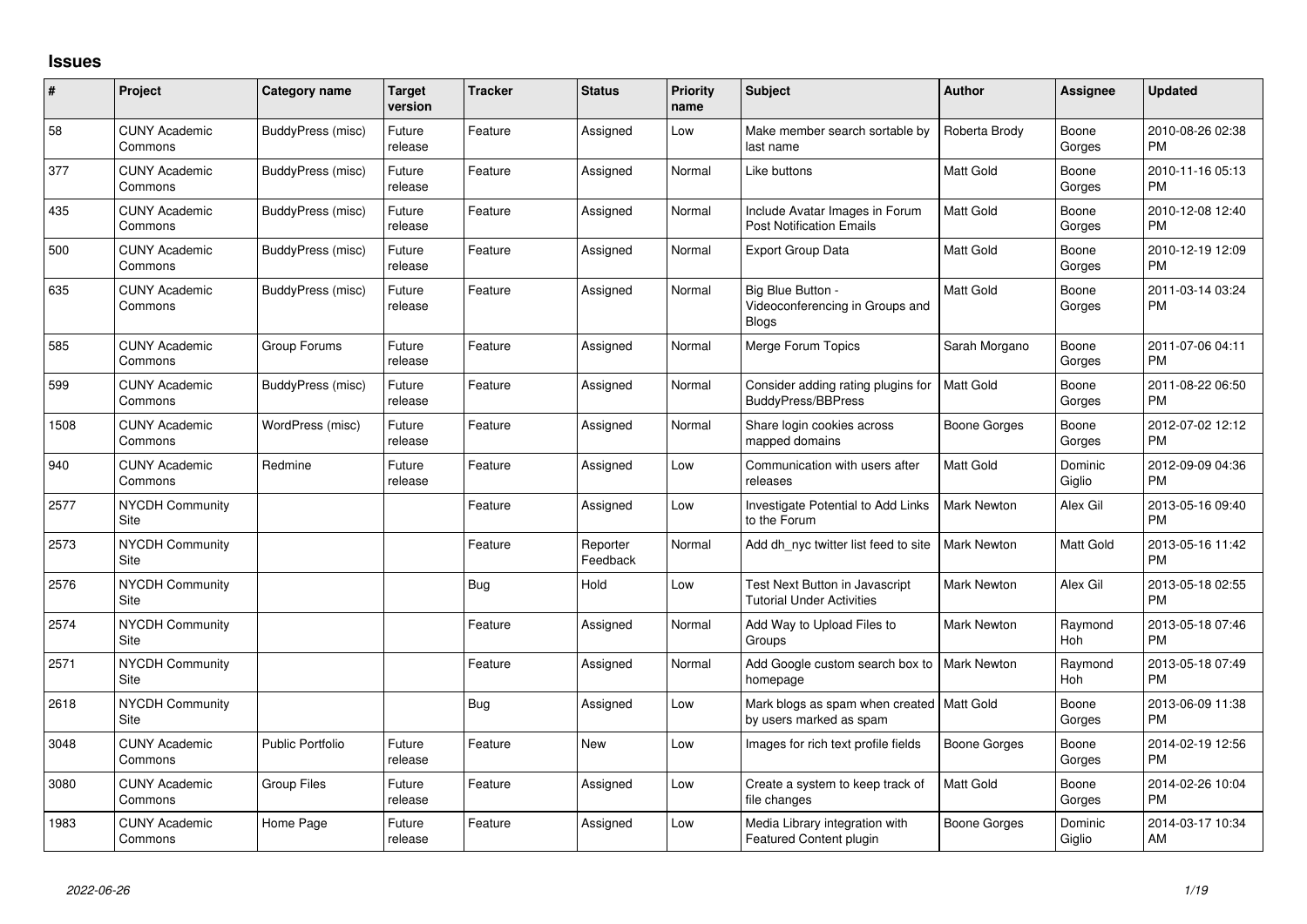## Issues

| # | Project | Category name | Target version | Tracker | Status | Priority name | Subject | Author | Assignee | Updated |
|---|---|---|---|---|---|---|---|---|---|---|
| 58 | CUNY Academic Commons | BuddyPress (misc) | Future release | Feature | Assigned | Low | Make member search sortable by last name | Roberta Brody | Boone Gorges | 2010-08-26 02:38 PM |
| 377 | CUNY Academic Commons | BuddyPress (misc) | Future release | Feature | Assigned | Normal | Like buttons | Matt Gold | Boone Gorges | 2010-11-16 05:13 PM |
| 435 | CUNY Academic Commons | BuddyPress (misc) | Future release | Feature | Assigned | Normal | Include Avatar Images in Forum Post Notification Emails | Matt Gold | Boone Gorges | 2010-12-08 12:40 PM |
| 500 | CUNY Academic Commons | BuddyPress (misc) | Future release | Feature | Assigned | Normal | Export Group Data | Matt Gold | Boone Gorges | 2010-12-19 12:09 PM |
| 635 | CUNY Academic Commons | BuddyPress (misc) | Future release | Feature | Assigned | Normal | Big Blue Button - Videoconferencing in Groups and Blogs | Matt Gold | Boone Gorges | 2011-03-14 03:24 PM |
| 585 | CUNY Academic Commons | Group Forums | Future release | Feature | Assigned | Normal | Merge Forum Topics | Sarah Morgano | Boone Gorges | 2011-07-06 04:11 PM |
| 599 | CUNY Academic Commons | BuddyPress (misc) | Future release | Feature | Assigned | Normal | Consider adding rating plugins for BuddyPress/BBPress | Matt Gold | Boone Gorges | 2011-08-22 06:50 PM |
| 1508 | CUNY Academic Commons | WordPress (misc) | Future release | Feature | Assigned | Normal | Share login cookies across mapped domains | Boone Gorges | Boone Gorges | 2012-07-02 12:12 PM |
| 940 | CUNY Academic Commons | Redmine | Future release | Feature | Assigned | Low | Communication with users after releases | Matt Gold | Dominic Giglio | 2012-09-09 04:36 PM |
| 2577 | NYCDH Community Site | | | Feature | Assigned | Low | Investigate Potential to Add Links to the Forum | Mark Newton | Alex Gil | 2013-05-16 09:40 PM |
| 2573 | NYCDH Community Site | | | Feature | Reporter Feedback | Normal | Add dh_nyc twitter list feed to site | Mark Newton | Matt Gold | 2013-05-16 11:42 PM |
| 2576 | NYCDH Community Site | | | Bug | Hold | Low | Test Next Button in Javascript Tutorial Under Activities | Mark Newton | Alex Gil | 2013-05-18 02:55 PM |
| 2574 | NYCDH Community Site | | | Feature | Assigned | Normal | Add Way to Upload Files to Groups | Mark Newton | Raymond Hoh | 2013-05-18 07:46 PM |
| 2571 | NYCDH Community Site | | | Feature | Assigned | Normal | Add Google custom search box to homepage | Mark Newton | Raymond Hoh | 2013-05-18 07:49 PM |
| 2618 | NYCDH Community Site | | | Bug | Assigned | Low | Mark blogs as spam when created by users marked as spam | Matt Gold | Boone Gorges | 2013-06-09 11:38 PM |
| 3048 | CUNY Academic Commons | Public Portfolio | Future release | Feature | New | Low | Images for rich text profile fields | Boone Gorges | Boone Gorges | 2014-02-19 12:56 PM |
| 3080 | CUNY Academic Commons | Group Files | Future release | Feature | Assigned | Low | Create a system to keep track of file changes | Matt Gold | Boone Gorges | 2014-02-26 10:04 PM |
| 1983 | CUNY Academic Commons | Home Page | Future release | Feature | Assigned | Low | Media Library integration with Featured Content plugin | Boone Gorges | Dominic Giglio | 2014-03-17 10:34 AM |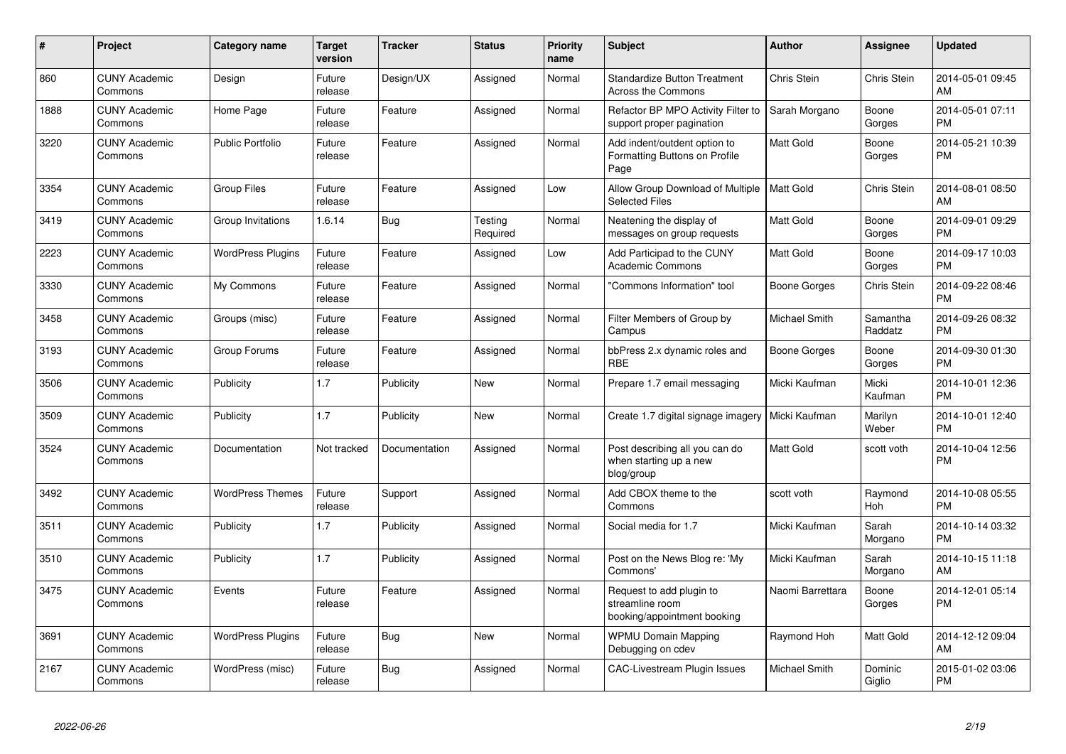| # | Project | Category name | Target version | Tracker | Status | Priority name | Subject | Author | Assignee | Updated |
|---|---|---|---|---|---|---|---|---|---|---|
| 860 | CUNY Academic Commons | Design | Future release | Design/UX | Assigned | Normal | Standardize Button Treatment Across the Commons | Chris Stein | Chris Stein | 2014-05-01 09:45 AM |
| 1888 | CUNY Academic Commons | Home Page | Future release | Feature | Assigned | Normal | Refactor BP MPO Activity Filter to support proper pagination | Sarah Morgano | Boone Gorges | 2014-05-01 07:11 PM |
| 3220 | CUNY Academic Commons | Public Portfolio | Future release | Feature | Assigned | Normal | Add indent/outdent option to Formatting Buttons on Profile Page | Matt Gold | Boone Gorges | 2014-05-21 10:39 PM |
| 3354 | CUNY Academic Commons | Group Files | Future release | Feature | Assigned | Low | Allow Group Download of Multiple Selected Files | Matt Gold | Chris Stein | 2014-08-01 08:50 AM |
| 3419 | CUNY Academic Commons | Group Invitations | 1.6.14 | Bug | Testing Required | Normal | Neatening the display of messages on group requests | Matt Gold | Boone Gorges | 2014-09-01 09:29 PM |
| 2223 | CUNY Academic Commons | WordPress Plugins | Future release | Feature | Assigned | Low | Add Participad to the CUNY Academic Commons | Matt Gold | Boone Gorges | 2014-09-17 10:03 PM |
| 3330 | CUNY Academic Commons | My Commons | Future release | Feature | Assigned | Normal | "Commons Information" tool | Boone Gorges | Chris Stein | 2014-09-22 08:46 PM |
| 3458 | CUNY Academic Commons | Groups (misc) | Future release | Feature | Assigned | Normal | Filter Members of Group by Campus | Michael Smith | Samantha Raddatz | 2014-09-26 08:32 PM |
| 3193 | CUNY Academic Commons | Group Forums | Future release | Feature | Assigned | Normal | bbPress 2.x dynamic roles and RBE | Boone Gorges | Boone Gorges | 2014-09-30 01:30 PM |
| 3506 | CUNY Academic Commons | Publicity | 1.7 | Publicity | New | Normal | Prepare 1.7 email messaging | Micki Kaufman | Micki Kaufman | 2014-10-01 12:36 PM |
| 3509 | CUNY Academic Commons | Publicity | 1.7 | Publicity | New | Normal | Create 1.7 digital signage imagery | Micki Kaufman | Marilyn Weber | 2014-10-01 12:40 PM |
| 3524 | CUNY Academic Commons | Documentation | Not tracked | Documentation | Assigned | Normal | Post describing all you can do when starting up a new blog/group | Matt Gold | scott voth | 2014-10-04 12:56 PM |
| 3492 | CUNY Academic Commons | WordPress Themes | Future release | Support | Assigned | Normal | Add CBOX theme to the Commons | scott voth | Raymond Hoh | 2014-10-08 05:55 PM |
| 3511 | CUNY Academic Commons | Publicity | 1.7 | Publicity | Assigned | Normal | Social media for 1.7 | Micki Kaufman | Sarah Morgano | 2014-10-14 03:32 PM |
| 3510 | CUNY Academic Commons | Publicity | 1.7 | Publicity | Assigned | Normal | Post on the News Blog re: 'My Commons' | Micki Kaufman | Sarah Morgano | 2014-10-15 11:18 AM |
| 3475 | CUNY Academic Commons | Events | Future release | Feature | Assigned | Normal | Request to add plugin to streamline room booking/appointment booking | Naomi Barrettara | Boone Gorges | 2014-12-01 05:14 PM |
| 3691 | CUNY Academic Commons | WordPress Plugins | Future release | Bug | New | Normal | WPMU Domain Mapping Debugging on cdev | Raymond Hoh | Matt Gold | 2014-12-12 09:04 AM |
| 2167 | CUNY Academic Commons | WordPress (misc) | Future release | Bug | Assigned | Normal | CAC-Livestream Plugin Issues | Michael Smith | Dominic Giglio | 2015-01-02 03:06 PM |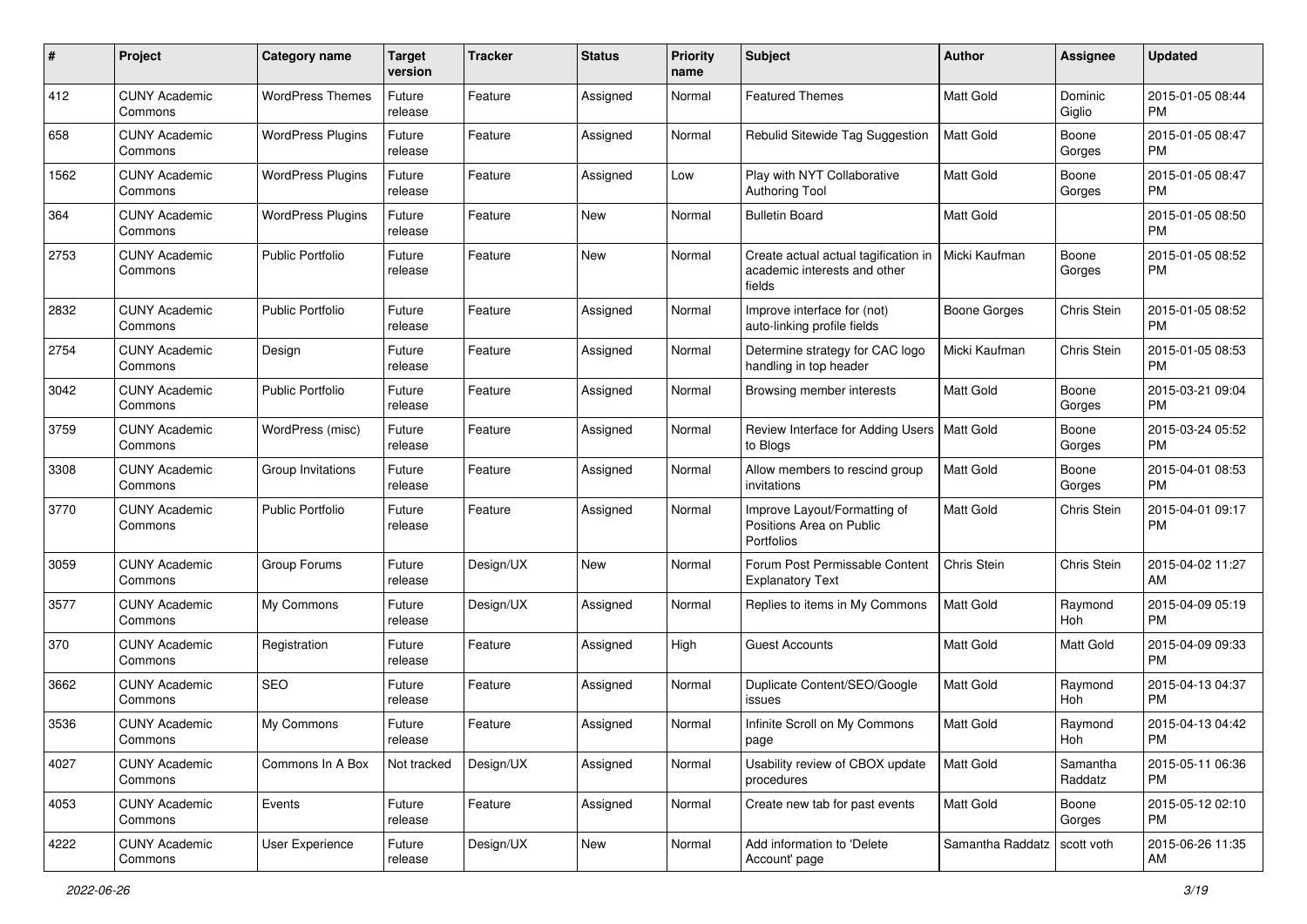| # | Project | Category name | Target version | Tracker | Status | Priority name | Subject | Author | Assignee | Updated |
|---|---|---|---|---|---|---|---|---|---|---|
| 412 | CUNY Academic Commons | WordPress Themes | Future release | Feature | Assigned | Normal | Featured Themes | Matt Gold | Dominic Giglio | 2015-01-05 08:44 PM |
| 658 | CUNY Academic Commons | WordPress Plugins | Future release | Feature | Assigned | Normal | Rebulid Sitewide Tag Suggestion | Matt Gold | Boone Gorges | 2015-01-05 08:47 PM |
| 1562 | CUNY Academic Commons | WordPress Plugins | Future release | Feature | Assigned | Low | Play with NYT Collaborative Authoring Tool | Matt Gold | Boone Gorges | 2015-01-05 08:47 PM |
| 364 | CUNY Academic Commons | WordPress Plugins | Future release | Feature | New | Normal | Bulletin Board | Matt Gold | | 2015-01-05 08:50 PM |
| 2753 | CUNY Academic Commons | Public Portfolio | Future release | Feature | New | Normal | Create actual actual tagification in academic interests and other fields | Micki Kaufman | Boone Gorges | 2015-01-05 08:52 PM |
| 2832 | CUNY Academic Commons | Public Portfolio | Future release | Feature | Assigned | Normal | Improve interface for (not) auto-linking profile fields | Boone Gorges | Chris Stein | 2015-01-05 08:52 PM |
| 2754 | CUNY Academic Commons | Design | Future release | Feature | Assigned | Normal | Determine strategy for CAC logo handling in top header | Micki Kaufman | Chris Stein | 2015-01-05 08:53 PM |
| 3042 | CUNY Academic Commons | Public Portfolio | Future release | Feature | Assigned | Normal | Browsing member interests | Matt Gold | Boone Gorges | 2015-03-21 09:04 PM |
| 3759 | CUNY Academic Commons | WordPress (misc) | Future release | Feature | Assigned | Normal | Review Interface for Adding Users to Blogs | Matt Gold | Boone Gorges | 2015-03-24 05:52 PM |
| 3308 | CUNY Academic Commons | Group Invitations | Future release | Feature | Assigned | Normal | Allow members to rescind group invitations | Matt Gold | Boone Gorges | 2015-04-01 08:53 PM |
| 3770 | CUNY Academic Commons | Public Portfolio | Future release | Feature | Assigned | Normal | Improve Layout/Formatting of Positions Area on Public Portfolios | Matt Gold | Chris Stein | 2015-04-01 09:17 PM |
| 3059 | CUNY Academic Commons | Group Forums | Future release | Design/UX | New | Normal | Forum Post Permissable Content Explanatory Text | Chris Stein | Chris Stein | 2015-04-02 11:27 AM |
| 3577 | CUNY Academic Commons | My Commons | Future release | Design/UX | Assigned | Normal | Replies to items in My Commons | Matt Gold | Raymond Hoh | 2015-04-09 05:19 PM |
| 370 | CUNY Academic Commons | Registration | Future release | Feature | Assigned | High | Guest Accounts | Matt Gold | Matt Gold | 2015-04-09 09:33 PM |
| 3662 | CUNY Academic Commons | SEO | Future release | Feature | Assigned | Normal | Duplicate Content/SEO/Google issues | Matt Gold | Raymond Hoh | 2015-04-13 04:37 PM |
| 3536 | CUNY Academic Commons | My Commons | Future release | Feature | Assigned | Normal | Infinite Scroll on My Commons page | Matt Gold | Raymond Hoh | 2015-04-13 04:42 PM |
| 4027 | CUNY Academic Commons | Commons In A Box | Not tracked | Design/UX | Assigned | Normal | Usability review of CBOX update procedures | Matt Gold | Samantha Raddatz | 2015-05-11 06:36 PM |
| 4053 | CUNY Academic Commons | Events | Future release | Feature | Assigned | Normal | Create new tab for past events | Matt Gold | Boone Gorges | 2015-05-12 02:10 PM |
| 4222 | CUNY Academic Commons | User Experience | Future release | Design/UX | New | Normal | Add information to 'Delete Account' page | Samantha Raddatz | scott voth | 2015-06-26 11:35 AM |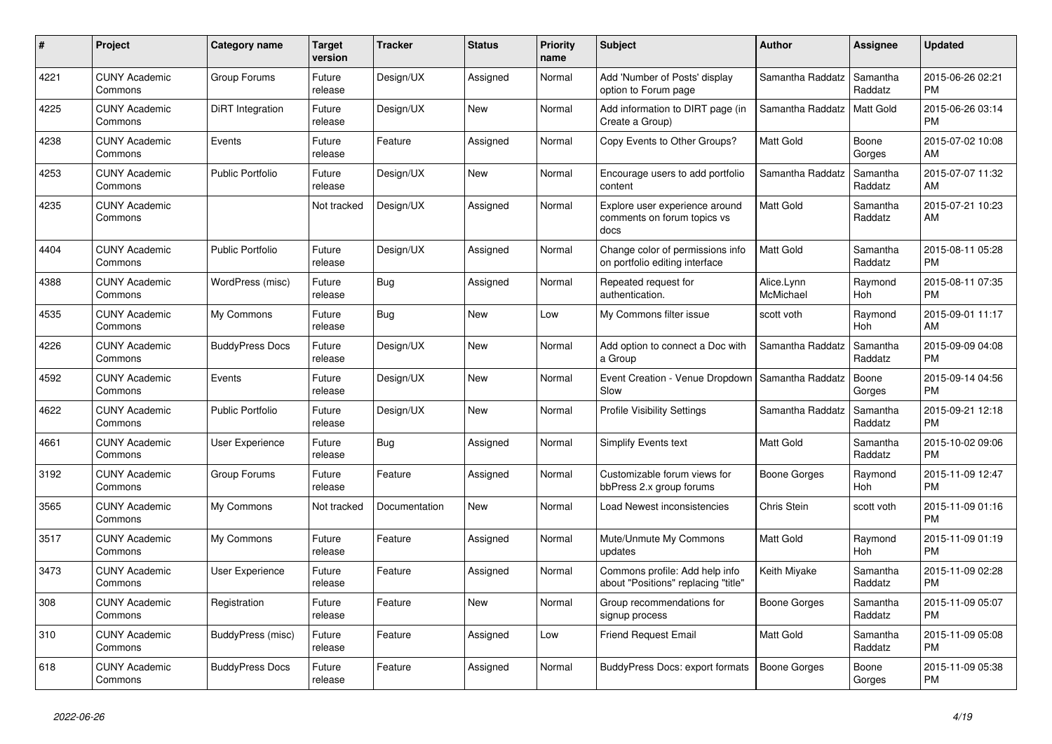| # | Project | Category name | Target version | Tracker | Status | Priority name | Subject | Author | Assignee | Updated |
|---|---|---|---|---|---|---|---|---|---|---|
| 4221 | CUNY Academic Commons | Group Forums | Future release | Design/UX | Assigned | Normal | Add 'Number of Posts' display option to Forum page | Samantha Raddatz | Samantha Raddatz | 2015-06-26 02:21 PM |
| 4225 | CUNY Academic Commons | DiRT Integration | Future release | Design/UX | New | Normal | Add information to DIRT page (in Create a Group) | Samantha Raddatz | Matt Gold | 2015-06-26 03:14 PM |
| 4238 | CUNY Academic Commons | Events | Future release | Feature | Assigned | Normal | Copy Events to Other Groups? | Matt Gold | Boone Gorges | 2015-07-02 10:08 AM |
| 4253 | CUNY Academic Commons | Public Portfolio | Future release | Design/UX | New | Normal | Encourage users to add portfolio content | Samantha Raddatz | Samantha Raddatz | 2015-07-07 11:32 AM |
| 4235 | CUNY Academic Commons | | Not tracked | Design/UX | Assigned | Normal | Explore user experience around comments on forum topics vs docs | Matt Gold | Samantha Raddatz | 2015-07-21 10:23 AM |
| 4404 | CUNY Academic Commons | Public Portfolio | Future release | Design/UX | Assigned | Normal | Change color of permissions info on portfolio editing interface | Matt Gold | Samantha Raddatz | 2015-08-11 05:28 PM |
| 4388 | CUNY Academic Commons | WordPress (misc) | Future release | Bug | Assigned | Normal | Repeated request for authentication. | Alice.Lynn McMichael | Raymond Hoh | 2015-08-11 07:35 PM |
| 4535 | CUNY Academic Commons | My Commons | Future release | Bug | New | Low | My Commons filter issue | scott voth | Raymond Hoh | 2015-09-01 11:17 AM |
| 4226 | CUNY Academic Commons | BuddyPress Docs | Future release | Design/UX | New | Normal | Add option to connect a Doc with a Group | Samantha Raddatz | Samantha Raddatz | 2015-09-09 04:08 PM |
| 4592 | CUNY Academic Commons | Events | Future release | Design/UX | New | Normal | Event Creation - Venue Dropdown Slow | Samantha Raddatz | Boone Gorges | 2015-09-14 04:56 PM |
| 4622 | CUNY Academic Commons | Public Portfolio | Future release | Design/UX | New | Normal | Profile Visibility Settings | Samantha Raddatz | Samantha Raddatz | 2015-09-21 12:18 PM |
| 4661 | CUNY Academic Commons | User Experience | Future release | Bug | Assigned | Normal | Simplify Events text | Matt Gold | Samantha Raddatz | 2015-10-02 09:06 PM |
| 3192 | CUNY Academic Commons | Group Forums | Future release | Feature | Assigned | Normal | Customizable forum views for bbPress 2.x group forums | Boone Gorges | Raymond Hoh | 2015-11-09 12:47 PM |
| 3565 | CUNY Academic Commons | My Commons | Not tracked | Documentation | New | Normal | Load Newest inconsistencies | Chris Stein | scott voth | 2015-11-09 01:16 PM |
| 3517 | CUNY Academic Commons | My Commons | Future release | Feature | Assigned | Normal | Mute/Unmute My Commons updates | Matt Gold | Raymond Hoh | 2015-11-09 01:19 PM |
| 3473 | CUNY Academic Commons | User Experience | Future release | Feature | Assigned | Normal | Commons profile: Add help info about "Positions" replacing "title" | Keith Miyake | Samantha Raddatz | 2015-11-09 02:28 PM |
| 308 | CUNY Academic Commons | Registration | Future release | Feature | New | Normal | Group recommendations for signup process | Boone Gorges | Samantha Raddatz | 2015-11-09 05:07 PM |
| 310 | CUNY Academic Commons | BuddyPress (misc) | Future release | Feature | Assigned | Low | Friend Request Email | Matt Gold | Samantha Raddatz | 2015-11-09 05:08 PM |
| 618 | CUNY Academic Commons | BuddyPress Docs | Future release | Feature | Assigned | Normal | BuddyPress Docs: export formats | Boone Gorges | Boone Gorges | 2015-11-09 05:38 PM |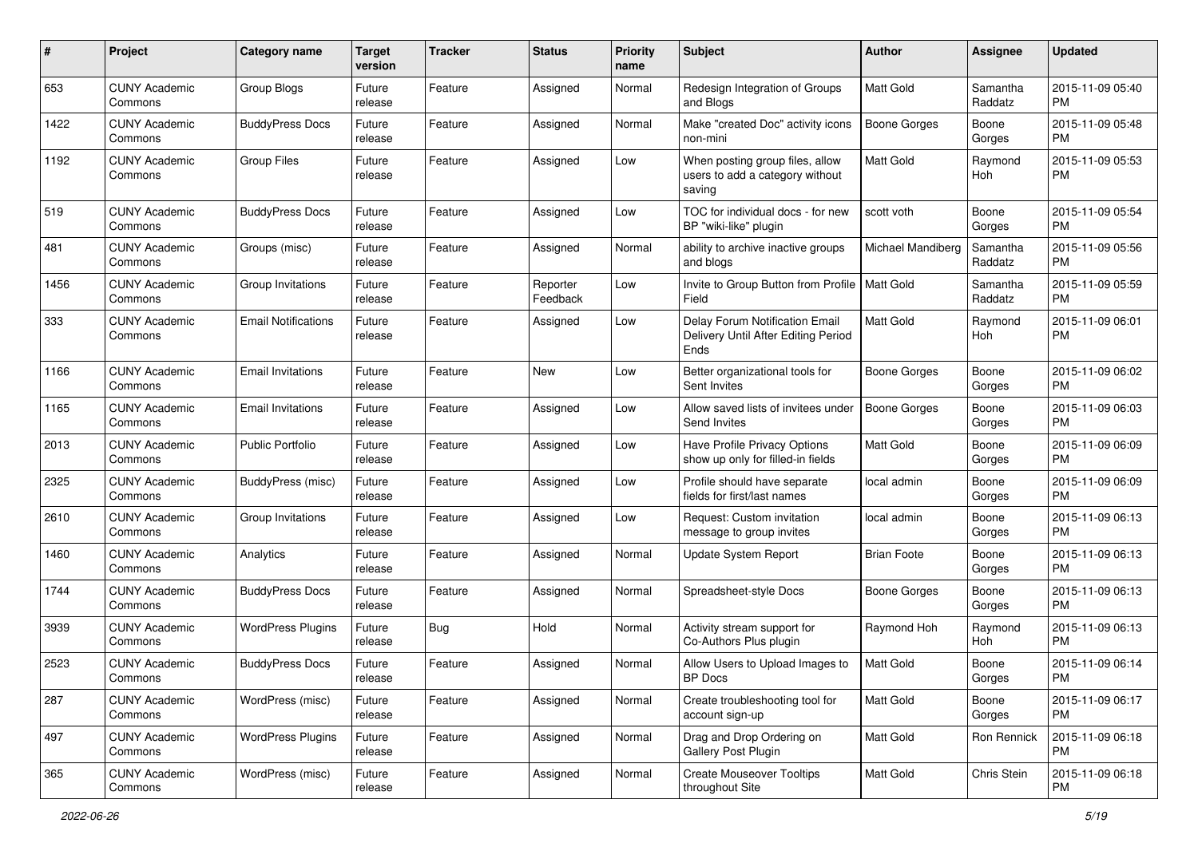| # | Project | Category name | Target version | Tracker | Status | Priority name | Subject | Author | Assignee | Updated |
|---|---|---|---|---|---|---|---|---|---|---|
| 653 | CUNY Academic Commons | Group Blogs | Future release | Feature | Assigned | Normal | Redesign Integration of Groups and Blogs | Matt Gold | Samantha Raddatz | 2015-11-09 05:40 PM |
| 1422 | CUNY Academic Commons | BuddyPress Docs | Future release | Feature | Assigned | Normal | Make "created Doc" activity icons non-mini | Boone Gorges | Boone Gorges | 2015-11-09 05:48 PM |
| 1192 | CUNY Academic Commons | Group Files | Future release | Feature | Assigned | Low | When posting group files, allow users to add a category without saving | Matt Gold | Raymond Hoh | 2015-11-09 05:53 PM |
| 519 | CUNY Academic Commons | BuddyPress Docs | Future release | Feature | Assigned | Low | TOC for individual docs - for new BP "wiki-like" plugin | scott voth | Boone Gorges | 2015-11-09 05:54 PM |
| 481 | CUNY Academic Commons | Groups (misc) | Future release | Feature | Assigned | Normal | ability to archive inactive groups and blogs | Michael Mandiberg | Samantha Raddatz | 2015-11-09 05:56 PM |
| 1456 | CUNY Academic Commons | Group Invitations | Future release | Feature | Reporter Feedback | Low | Invite to Group Button from Profile Field | Matt Gold | Samantha Raddatz | 2015-11-09 05:59 PM |
| 333 | CUNY Academic Commons | Email Notifications | Future release | Feature | Assigned | Low | Delay Forum Notification Email Delivery Until After Editing Period Ends | Matt Gold | Raymond Hoh | 2015-11-09 06:01 PM |
| 1166 | CUNY Academic Commons | Email Invitations | Future release | Feature | New | Low | Better organizational tools for Sent Invites | Boone Gorges | Boone Gorges | 2015-11-09 06:02 PM |
| 1165 | CUNY Academic Commons | Email Invitations | Future release | Feature | Assigned | Low | Allow saved lists of invitees under Send Invites | Boone Gorges | Boone Gorges | 2015-11-09 06:03 PM |
| 2013 | CUNY Academic Commons | Public Portfolio | Future release | Feature | Assigned | Low | Have Profile Privacy Options show up only for filled-in fields | Matt Gold | Boone Gorges | 2015-11-09 06:09 PM |
| 2325 | CUNY Academic Commons | BuddyPress (misc) | Future release | Feature | Assigned | Low | Profile should have separate fields for first/last names | local admin | Boone Gorges | 2015-11-09 06:09 PM |
| 2610 | CUNY Academic Commons | Group Invitations | Future release | Feature | Assigned | Low | Request: Custom invitation message to group invites | local admin | Boone Gorges | 2015-11-09 06:13 PM |
| 1460 | CUNY Academic Commons | Analytics | Future release | Feature | Assigned | Normal | Update System Report | Brian Foote | Boone Gorges | 2015-11-09 06:13 PM |
| 1744 | CUNY Academic Commons | BuddyPress Docs | Future release | Feature | Assigned | Normal | Spreadsheet-style Docs | Boone Gorges | Boone Gorges | 2015-11-09 06:13 PM |
| 3939 | CUNY Academic Commons | WordPress Plugins | Future release | Bug | Hold | Normal | Activity stream support for Co-Authors Plus plugin | Raymond Hoh | Raymond Hoh | 2015-11-09 06:13 PM |
| 2523 | CUNY Academic Commons | BuddyPress Docs | Future release | Feature | Assigned | Normal | Allow Users to Upload Images to BP Docs | Matt Gold | Boone Gorges | 2015-11-09 06:14 PM |
| 287 | CUNY Academic Commons | WordPress (misc) | Future release | Feature | Assigned | Normal | Create troubleshooting tool for account sign-up | Matt Gold | Boone Gorges | 2015-11-09 06:17 PM |
| 497 | CUNY Academic Commons | WordPress Plugins | Future release | Feature | Assigned | Normal | Drag and Drop Ordering on Gallery Post Plugin | Matt Gold | Ron Rennick | 2015-11-09 06:18 PM |
| 365 | CUNY Academic Commons | WordPress (misc) | Future release | Feature | Assigned | Normal | Create Mouseover Tooltips throughout Site | Matt Gold | Chris Stein | 2015-11-09 06:18 PM |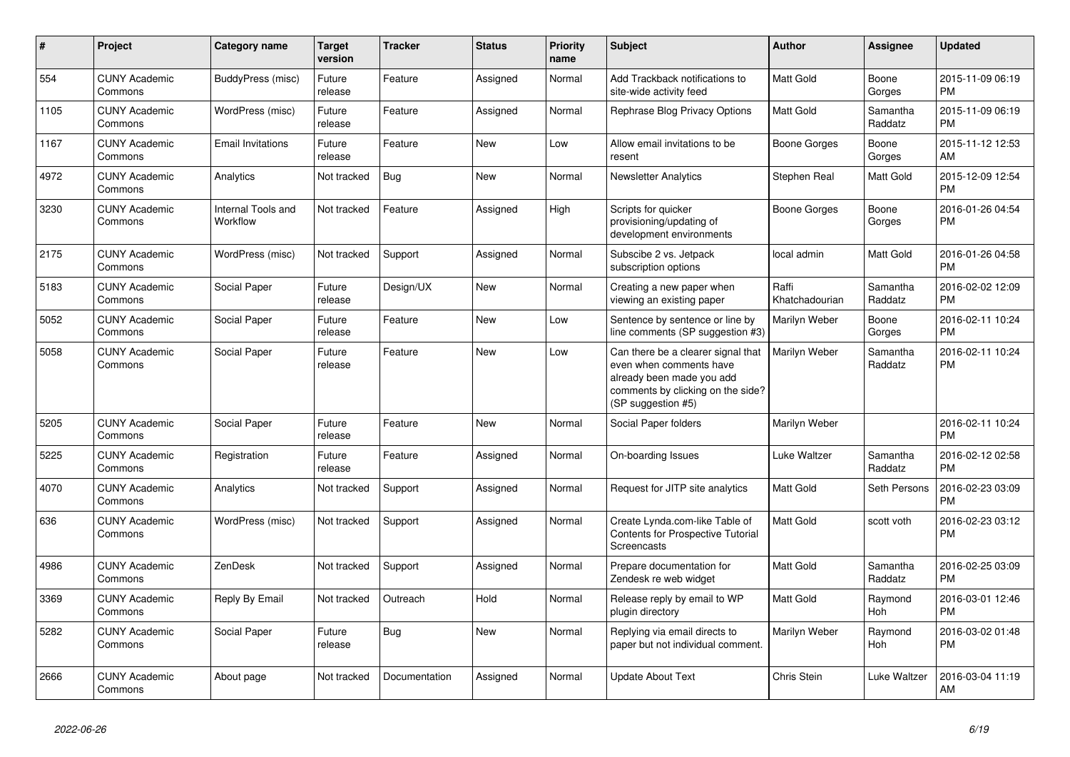| # | Project | Category name | Target version | Tracker | Status | Priority name | Subject | Author | Assignee | Updated |
|---|---|---|---|---|---|---|---|---|---|---|
| 554 | CUNY Academic Commons | BuddyPress (misc) | Future release | Feature | Assigned | Normal | Add Trackback notifications to site-wide activity feed | Matt Gold | Boone Gorges | 2015-11-09 06:19 PM |
| 1105 | CUNY Academic Commons | WordPress (misc) | Future release | Feature | Assigned | Normal | Rephrase Blog Privacy Options | Matt Gold | Samantha Raddatz | 2015-11-09 06:19 PM |
| 1167 | CUNY Academic Commons | Email Invitations | Future release | Feature | New | Low | Allow email invitations to be resent | Boone Gorges | Boone Gorges | 2015-11-12 12:53 AM |
| 4972 | CUNY Academic Commons | Analytics | Not tracked | Bug | New | Normal | Newsletter Analytics | Stephen Real | Matt Gold | 2015-12-09 12:54 PM |
| 3230 | CUNY Academic Commons | Internal Tools and Workflow | Not tracked | Feature | Assigned | High | Scripts for quicker provisioning/updating of development environments | Boone Gorges | Boone Gorges | 2016-01-26 04:54 PM |
| 2175 | CUNY Academic Commons | WordPress (misc) | Not tracked | Support | Assigned | Normal | Subscibe 2 vs. Jetpack subscription options | local admin | Matt Gold | 2016-01-26 04:58 PM |
| 5183 | CUNY Academic Commons | Social Paper | Future release | Design/UX | New | Normal | Creating a new paper when viewing an existing paper | Raffi Khatchadourian | Samantha Raddatz | 2016-02-02 12:09 PM |
| 5052 | CUNY Academic Commons | Social Paper | Future release | Feature | New | Low | Sentence by sentence or line by line comments (SP suggestion #3) | Marilyn Weber | Boone Gorges | 2016-02-11 10:24 PM |
| 5058 | CUNY Academic Commons | Social Paper | Future release | Feature | New | Low | Can there be a clearer signal that even when comments have already been made you add comments by clicking on the side? (SP suggestion #5) | Marilyn Weber | Samantha Raddatz | 2016-02-11 10:24 PM |
| 5205 | CUNY Academic Commons | Social Paper | Future release | Feature | New | Normal | Social Paper folders | Marilyn Weber | | 2016-02-11 10:24 PM |
| 5225 | CUNY Academic Commons | Registration | Future release | Feature | Assigned | Normal | On-boarding Issues | Luke Waltzer | Samantha Raddatz | 2016-02-12 02:58 PM |
| 4070 | CUNY Academic Commons | Analytics | Not tracked | Support | Assigned | Normal | Request for JITP site analytics | Matt Gold | Seth Persons | 2016-02-23 03:09 PM |
| 636 | CUNY Academic Commons | WordPress (misc) | Not tracked | Support | Assigned | Normal | Create Lynda.com-like Table of Contents for Prospective Tutorial Screencasts | Matt Gold | scott voth | 2016-02-23 03:12 PM |
| 4986 | CUNY Academic Commons | ZenDesk | Not tracked | Support | Assigned | Normal | Prepare documentation for Zendesk re web widget | Matt Gold | Samantha Raddatz | 2016-02-25 03:09 PM |
| 3369 | CUNY Academic Commons | Reply By Email | Not tracked | Outreach | Hold | Normal | Release reply by email to WP plugin directory | Matt Gold | Raymond Hoh | 2016-03-01 12:46 PM |
| 5282 | CUNY Academic Commons | Social Paper | Future release | Bug | New | Normal | Replying via email directs to paper but not individual comment. | Marilyn Weber | Raymond Hoh | 2016-03-02 01:48 PM |
| 2666 | CUNY Academic Commons | About page | Not tracked | Documentation | Assigned | Normal | Update About Text | Chris Stein | Luke Waltzer | 2016-03-04 11:19 AM |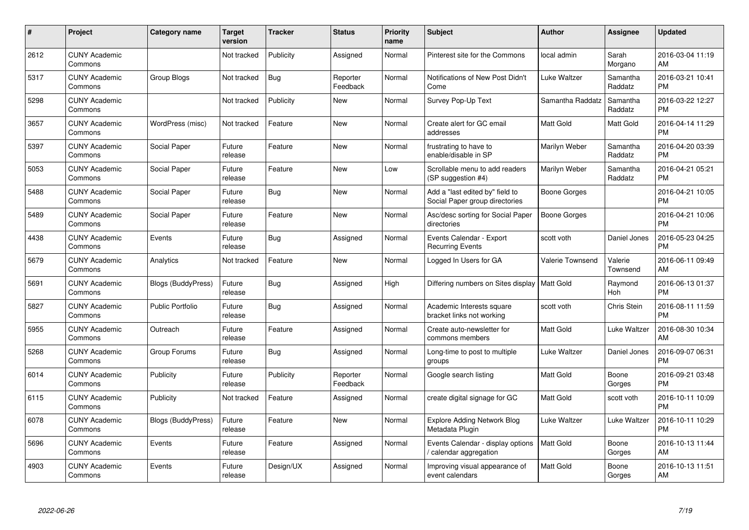| # | Project | Category name | Target version | Tracker | Status | Priority name | Subject | Author | Assignee | Updated |
|---|---|---|---|---|---|---|---|---|---|---|
| 2612 | CUNY Academic Commons | | Not tracked | Publicity | Assigned | Normal | Pinterest site for the Commons | local admin | Sarah Morgano | 2016-03-04 11:19 AM |
| 5317 | CUNY Academic Commons | Group Blogs | Not tracked | Bug | Reporter Feedback | Normal | Notifications of New Post Didn't Come | Luke Waltzer | Samantha Raddatz | 2016-03-21 10:41 PM |
| 5298 | CUNY Academic Commons | | Not tracked | Publicity | New | Normal | Survey Pop-Up Text | Samantha Raddatz | Samantha Raddatz | 2016-03-22 12:27 PM |
| 3657 | CUNY Academic Commons | WordPress (misc) | Not tracked | Feature | New | Normal | Create alert for GC email addresses | Matt Gold | Matt Gold | 2016-04-14 11:29 PM |
| 5397 | CUNY Academic Commons | Social Paper | Future release | Feature | New | Normal | frustrating to have to enable/disable in SP | Marilyn Weber | Samantha Raddatz | 2016-04-20 03:39 PM |
| 5053 | CUNY Academic Commons | Social Paper | Future release | Feature | New | Low | Scrollable menu to add readers (SP suggestion #4) | Marilyn Weber | Samantha Raddatz | 2016-04-21 05:21 PM |
| 5488 | CUNY Academic Commons | Social Paper | Future release | Bug | New | Normal | Add a "last edited by" field to Social Paper group directories | Boone Gorges | | 2016-04-21 10:05 PM |
| 5489 | CUNY Academic Commons | Social Paper | Future release | Feature | New | Normal | Asc/desc sorting for Social Paper directories | Boone Gorges | | 2016-04-21 10:06 PM |
| 4438 | CUNY Academic Commons | Events | Future release | Bug | Assigned | Normal | Events Calendar - Export Recurring Events | scott voth | Daniel Jones | 2016-05-23 04:25 PM |
| 5679 | CUNY Academic Commons | Analytics | Not tracked | Feature | New | Normal | Logged In Users for GA | Valerie Townsend | Valerie Townsend | 2016-06-11 09:49 AM |
| 5691 | CUNY Academic Commons | Blogs (BuddyPress) | Future release | Bug | Assigned | High | Differing numbers on Sites display | Matt Gold | Raymond Hoh | 2016-06-13 01:37 PM |
| 5827 | CUNY Academic Commons | Public Portfolio | Future release | Bug | Assigned | Normal | Academic Interests square bracket links not working | scott voth | Chris Stein | 2016-08-11 11:59 PM |
| 5955 | CUNY Academic Commons | Outreach | Future release | Feature | Assigned | Normal | Create auto-newsletter for commons members | Matt Gold | Luke Waltzer | 2016-08-30 10:34 AM |
| 5268 | CUNY Academic Commons | Group Forums | Future release | Bug | Assigned | Normal | Long-time to post to multiple groups | Luke Waltzer | Daniel Jones | 2016-09-07 06:31 PM |
| 6014 | CUNY Academic Commons | Publicity | Future release | Publicity | Reporter Feedback | Normal | Google search listing | Matt Gold | Boone Gorges | 2016-09-21 03:48 PM |
| 6115 | CUNY Academic Commons | Publicity | Not tracked | Feature | Assigned | Normal | create digital signage for GC | Matt Gold | scott voth | 2016-10-11 10:09 PM |
| 6078 | CUNY Academic Commons | Blogs (BuddyPress) | Future release | Feature | New | Normal | Explore Adding Network Blog Metadata Plugin | Luke Waltzer | Luke Waltzer | 2016-10-11 10:29 PM |
| 5696 | CUNY Academic Commons | Events | Future release | Feature | Assigned | Normal | Events Calendar - display options / calendar aggregation | Matt Gold | Boone Gorges | 2016-10-13 11:44 AM |
| 4903 | CUNY Academic Commons | Events | Future release | Design/UX | Assigned | Normal | Improving visual appearance of event calendars | Matt Gold | Boone Gorges | 2016-10-13 11:51 AM |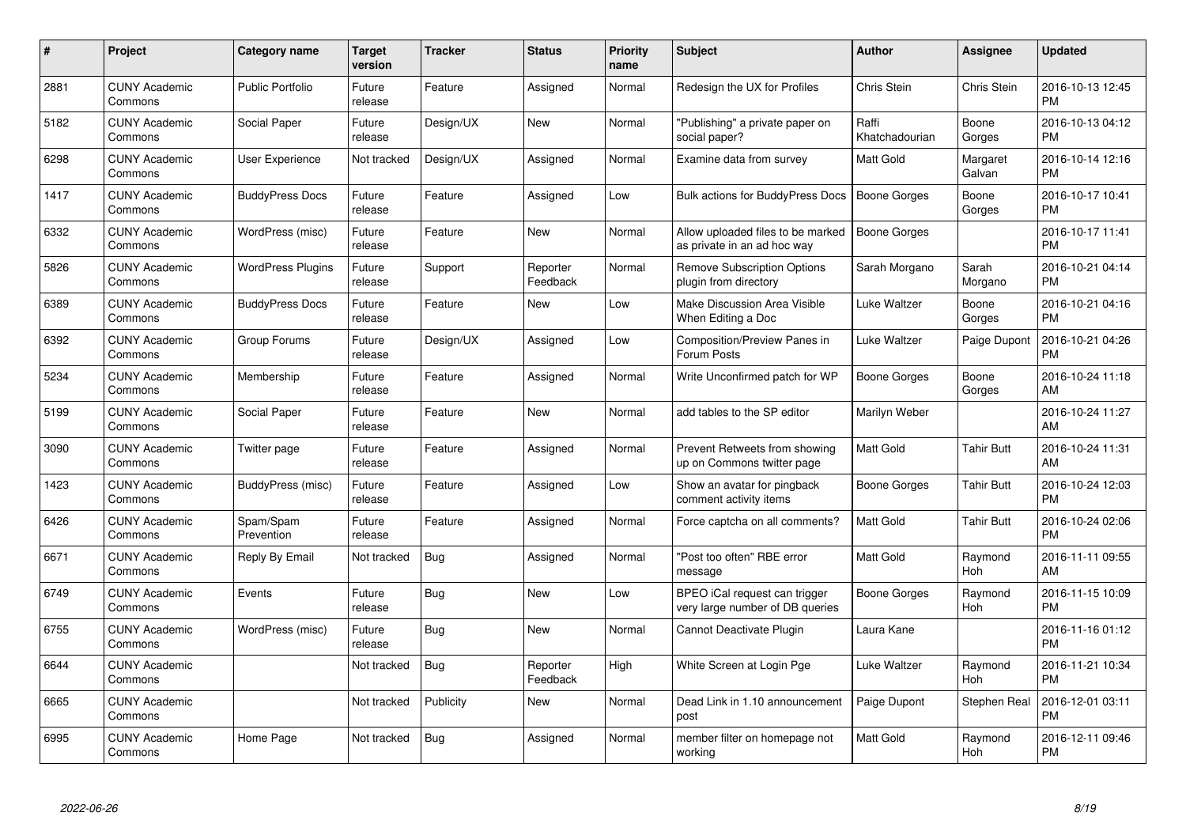| # | Project | Category name | Target version | Tracker | Status | Priority name | Subject | Author | Assignee | Updated |
|---|---|---|---|---|---|---|---|---|---|---|
| 2881 | CUNY Academic Commons | Public Portfolio | Future release | Feature | Assigned | Normal | Redesign the UX for Profiles | Chris Stein | Chris Stein | 2016-10-13 12:45 PM |
| 5182 | CUNY Academic Commons | Social Paper | Future release | Design/UX | New | Normal | "Publishing" a private paper on social paper? | Raffi Khatchadourian | Boone Gorges | 2016-10-13 04:12 PM |
| 6298 | CUNY Academic Commons | User Experience | Not tracked | Design/UX | Assigned | Normal | Examine data from survey | Matt Gold | Margaret Galvan | 2016-10-14 12:16 PM |
| 1417 | CUNY Academic Commons | BuddyPress Docs | Future release | Feature | Assigned | Low | Bulk actions for BuddyPress Docs | Boone Gorges | Boone Gorges | 2016-10-17 10:41 PM |
| 6332 | CUNY Academic Commons | WordPress (misc) | Future release | Feature | New | Normal | Allow uploaded files to be marked as private in an ad hoc way | Boone Gorges | | 2016-10-17 11:41 PM |
| 5826 | CUNY Academic Commons | WordPress Plugins | Future release | Support | Reporter Feedback | Normal | Remove Subscription Options plugin from directory | Sarah Morgano | Sarah Morgano | 2016-10-21 04:14 PM |
| 6389 | CUNY Academic Commons | BuddyPress Docs | Future release | Feature | New | Low | Make Discussion Area Visible When Editing a Doc | Luke Waltzer | Boone Gorges | 2016-10-21 04:16 PM |
| 6392 | CUNY Academic Commons | Group Forums | Future release | Design/UX | Assigned | Low | Composition/Preview Panes in Forum Posts | Luke Waltzer | Paige Dupont | 2016-10-21 04:26 PM |
| 5234 | CUNY Academic Commons | Membership | Future release | Feature | Assigned | Normal | Write Unconfirmed patch for WP | Boone Gorges | Boone Gorges | 2016-10-24 11:18 AM |
| 5199 | CUNY Academic Commons | Social Paper | Future release | Feature | New | Normal | add tables to the SP editor | Marilyn Weber | | 2016-10-24 11:27 AM |
| 3090 | CUNY Academic Commons | Twitter page | Future release | Feature | Assigned | Normal | Prevent Retweets from showing up on Commons twitter page | Matt Gold | Tahir Butt | 2016-10-24 11:31 AM |
| 1423 | CUNY Academic Commons | BuddyPress (misc) | Future release | Feature | Assigned | Low | Show an avatar for pingback comment activity items | Boone Gorges | Tahir Butt | 2016-10-24 12:03 PM |
| 6426 | CUNY Academic Commons | Spam/Spam Prevention | Future release | Feature | Assigned | Normal | Force captcha on all comments? | Matt Gold | Tahir Butt | 2016-10-24 02:06 PM |
| 6671 | CUNY Academic Commons | Reply By Email | Not tracked | Bug | Assigned | Normal | "Post too often" RBE error message | Matt Gold | Raymond Hoh | 2016-11-11 09:55 AM |
| 6749 | CUNY Academic Commons | Events | Future release | Bug | New | Low | BPEO iCal request can trigger very large number of DB queries | Boone Gorges | Raymond Hoh | 2016-11-15 10:09 PM |
| 6755 | CUNY Academic Commons | WordPress (misc) | Future release | Bug | New | Normal | Cannot Deactivate Plugin | Laura Kane | | 2016-11-16 01:12 PM |
| 6644 | CUNY Academic Commons | | Not tracked | Bug | Reporter Feedback | High | White Screen at Login Pge | Luke Waltzer | Raymond Hoh | 2016-11-21 10:34 PM |
| 6665 | CUNY Academic Commons | | Not tracked | Publicity | New | Normal | Dead Link in 1.10 announcement post | Paige Dupont | Stephen Real | 2016-12-01 03:11 PM |
| 6995 | CUNY Academic Commons | Home Page | Not tracked | Bug | Assigned | Normal | member filter on homepage not working | Matt Gold | Raymond Hoh | 2016-12-11 09:46 PM |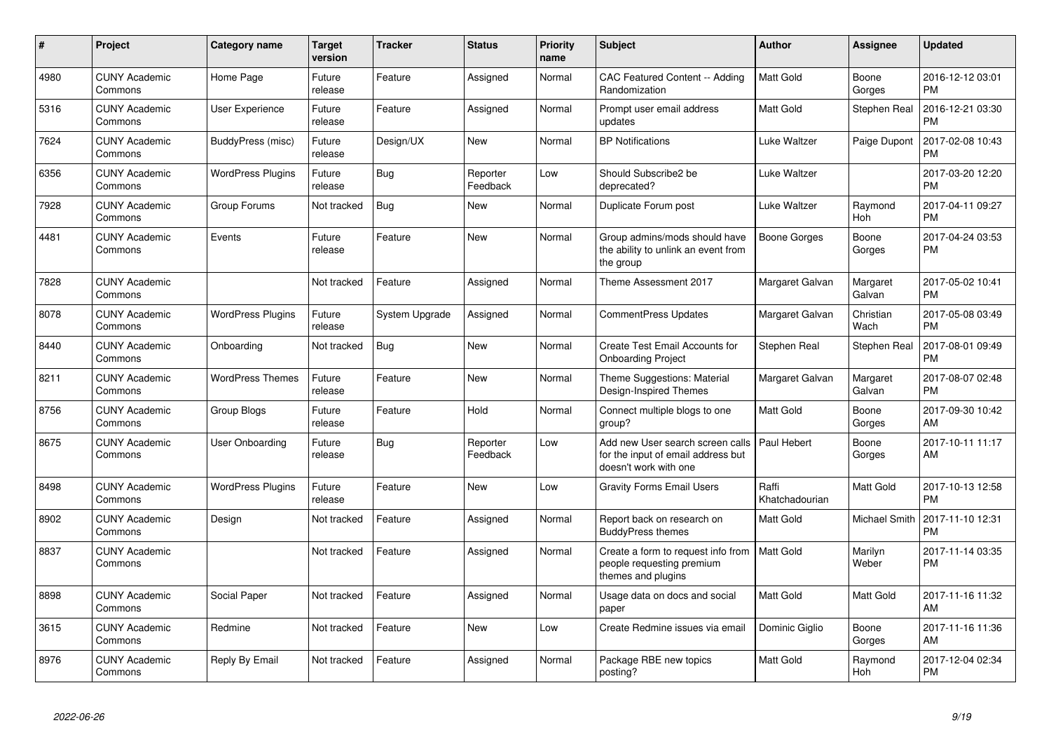| # | Project | Category name | Target version | Tracker | Status | Priority name | Subject | Author | Assignee | Updated |
|---|---|---|---|---|---|---|---|---|---|---|
| 4980 | CUNY Academic Commons | Home Page | Future release | Feature | Assigned | Normal | CAC Featured Content -- Adding Randomization | Matt Gold | Boone Gorges | 2016-12-12 03:01 PM |
| 5316 | CUNY Academic Commons | User Experience | Future release | Feature | Assigned | Normal | Prompt user email address updates | Matt Gold | Stephen Real | 2016-12-21 03:30 PM |
| 7624 | CUNY Academic Commons | BuddyPress (misc) | Future release | Design/UX | New | Normal | BP Notifications | Luke Waltzer | Paige Dupont | 2017-02-08 10:43 PM |
| 6356 | CUNY Academic Commons | WordPress Plugins | Future release | Bug | Reporter Feedback | Low | Should Subscribe2 be deprecated? | Luke Waltzer | | 2017-03-20 12:20 PM |
| 7928 | CUNY Academic Commons | Group Forums | Not tracked | Bug | New | Normal | Duplicate Forum post | Luke Waltzer | Raymond Hoh | 2017-04-11 09:27 PM |
| 4481 | CUNY Academic Commons | Events | Future release | Feature | New | Normal | Group admins/mods should have the ability to unlink an event from the group | Boone Gorges | Boone Gorges | 2017-04-24 03:53 PM |
| 7828 | CUNY Academic Commons | | Not tracked | Feature | Assigned | Normal | Theme Assessment 2017 | Margaret Galvan | Margaret Galvan | 2017-05-02 10:41 PM |
| 8078 | CUNY Academic Commons | WordPress Plugins | Future release | System Upgrade | Assigned | Normal | CommentPress Updates | Margaret Galvan | Christian Wach | 2017-05-08 03:49 PM |
| 8440 | CUNY Academic Commons | Onboarding | Not tracked | Bug | New | Normal | Create Test Email Accounts for Onboarding Project | Stephen Real | Stephen Real | 2017-08-01 09:49 PM |
| 8211 | CUNY Academic Commons | WordPress Themes | Future release | Feature | New | Normal | Theme Suggestions: Material Design-Inspired Themes | Margaret Galvan | Margaret Galvan | 2017-08-07 02:48 PM |
| 8756 | CUNY Academic Commons | Group Blogs | Future release | Feature | Hold | Normal | Connect multiple blogs to one group? | Matt Gold | Boone Gorges | 2017-09-30 10:42 AM |
| 8675 | CUNY Academic Commons | User Onboarding | Future release | Bug | Reporter Feedback | Low | Add new User search screen calls for the input of email address but doesn't work with one | Paul Hebert | Boone Gorges | 2017-10-11 11:17 AM |
| 8498 | CUNY Academic Commons | WordPress Plugins | Future release | Feature | New | Low | Gravity Forms Email Users | Raffi Khatchadourian | Matt Gold | 2017-10-13 12:58 PM |
| 8902 | CUNY Academic Commons | Design | Not tracked | Feature | Assigned | Normal | Report back on research on BuddyPress themes | Matt Gold | Michael Smith | 2017-11-10 12:31 PM |
| 8837 | CUNY Academic Commons | | Not tracked | Feature | Assigned | Normal | Create a form to request info from people requesting premium themes and plugins | Matt Gold | Marilyn Weber | 2017-11-14 03:35 PM |
| 8898 | CUNY Academic Commons | Social Paper | Not tracked | Feature | Assigned | Normal | Usage data on docs and social paper | Matt Gold | Matt Gold | 2017-11-16 11:32 AM |
| 3615 | CUNY Academic Commons | Redmine | Not tracked | Feature | New | Low | Create Redmine issues via email | Dominic Giglio | Boone Gorges | 2017-11-16 11:36 AM |
| 8976 | CUNY Academic Commons | Reply By Email | Not tracked | Feature | Assigned | Normal | Package RBE new topics posting? | Matt Gold | Raymond Hoh | 2017-12-04 02:34 PM |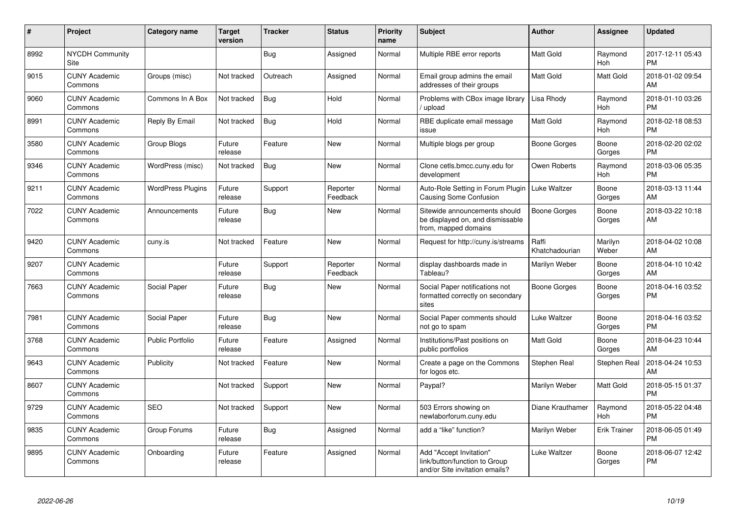| # | Project | Category name | Target version | Tracker | Status | Priority name | Subject | Author | Assignee | Updated |
|---|---|---|---|---|---|---|---|---|---|---|
| 8992 | NYCDH Community Site | | | Bug | Assigned | Normal | Multiple RBE error reports | Matt Gold | Raymond Hoh | 2017-12-11 05:43 PM |
| 9015 | CUNY Academic Commons | Groups (misc) | Not tracked | Outreach | Assigned | Normal | Email group admins the email addresses of their groups | Matt Gold | Matt Gold | 2018-01-02 09:54 AM |
| 9060 | CUNY Academic Commons | Commons In A Box | Not tracked | Bug | Hold | Normal | Problems with CBox image library / upload | Lisa Rhody | Raymond Hoh | 2018-01-10 03:26 PM |
| 8991 | CUNY Academic Commons | Reply By Email | Not tracked | Bug | Hold | Normal | RBE duplicate email message issue | Matt Gold | Raymond Hoh | 2018-02-18 08:53 PM |
| 3580 | CUNY Academic Commons | Group Blogs | Future release | Feature | New | Normal | Multiple blogs per group | Boone Gorges | Boone Gorges | 2018-02-20 02:02 PM |
| 9346 | CUNY Academic Commons | WordPress (misc) | Not tracked | Bug | New | Normal | Clone cetls.bmcc.cuny.edu for development | Owen Roberts | Raymond Hoh | 2018-03-06 05:35 PM |
| 9211 | CUNY Academic Commons | WordPress Plugins | Future release | Support | Reporter Feedback | Normal | Auto-Role Setting in Forum Plugin Causing Some Confusion | Luke Waltzer | Boone Gorges | 2018-03-13 11:44 AM |
| 7022 | CUNY Academic Commons | Announcements | Future release | Bug | New | Normal | Sitewide announcements should be displayed on, and dismissable from, mapped domains | Boone Gorges | Boone Gorges | 2018-03-22 10:18 AM |
| 9420 | CUNY Academic Commons | cuny.is | Not tracked | Feature | New | Normal | Request for http://cuny.is/streams | Raffi Khatchadourian | Marilyn Weber | 2018-04-02 10:08 AM |
| 9207 | CUNY Academic Commons | | Future release | Support | Reporter Feedback | Normal | display dashboards made in Tableau? | Marilyn Weber | Boone Gorges | 2018-04-10 10:42 AM |
| 7663 | CUNY Academic Commons | Social Paper | Future release | Bug | New | Normal | Social Paper notifications not formatted correctly on secondary sites | Boone Gorges | Boone Gorges | 2018-04-16 03:52 PM |
| 7981 | CUNY Academic Commons | Social Paper | Future release | Bug | New | Normal | Social Paper comments should not go to spam | Luke Waltzer | Boone Gorges | 2018-04-16 03:52 PM |
| 3768 | CUNY Academic Commons | Public Portfolio | Future release | Feature | Assigned | Normal | Institutions/Past positions on public portfolios | Matt Gold | Boone Gorges | 2018-04-23 10:44 AM |
| 9643 | CUNY Academic Commons | Publicity | Not tracked | Feature | New | Normal | Create a page on the Commons for logos etc. | Stephen Real | Stephen Real | 2018-04-24 10:53 AM |
| 8607 | CUNY Academic Commons | | Not tracked | Support | New | Normal | Paypal? | Marilyn Weber | Matt Gold | 2018-05-15 01:37 PM |
| 9729 | CUNY Academic Commons | SEO | Not tracked | Support | New | Normal | 503 Errors showing on newlaborforum.cuny.edu | Diane Krauthamer | Raymond Hoh | 2018-05-22 04:48 PM |
| 9835 | CUNY Academic Commons | Group Forums | Future release | Bug | Assigned | Normal | add a "like" function? | Marilyn Weber | Erik Trainer | 2018-06-05 01:49 PM |
| 9895 | CUNY Academic Commons | Onboarding | Future release | Feature | Assigned | Normal | Add "Accept Invitation" link/button/function to Group and/or Site invitation emails? | Luke Waltzer | Boone Gorges | 2018-06-07 12:42 PM |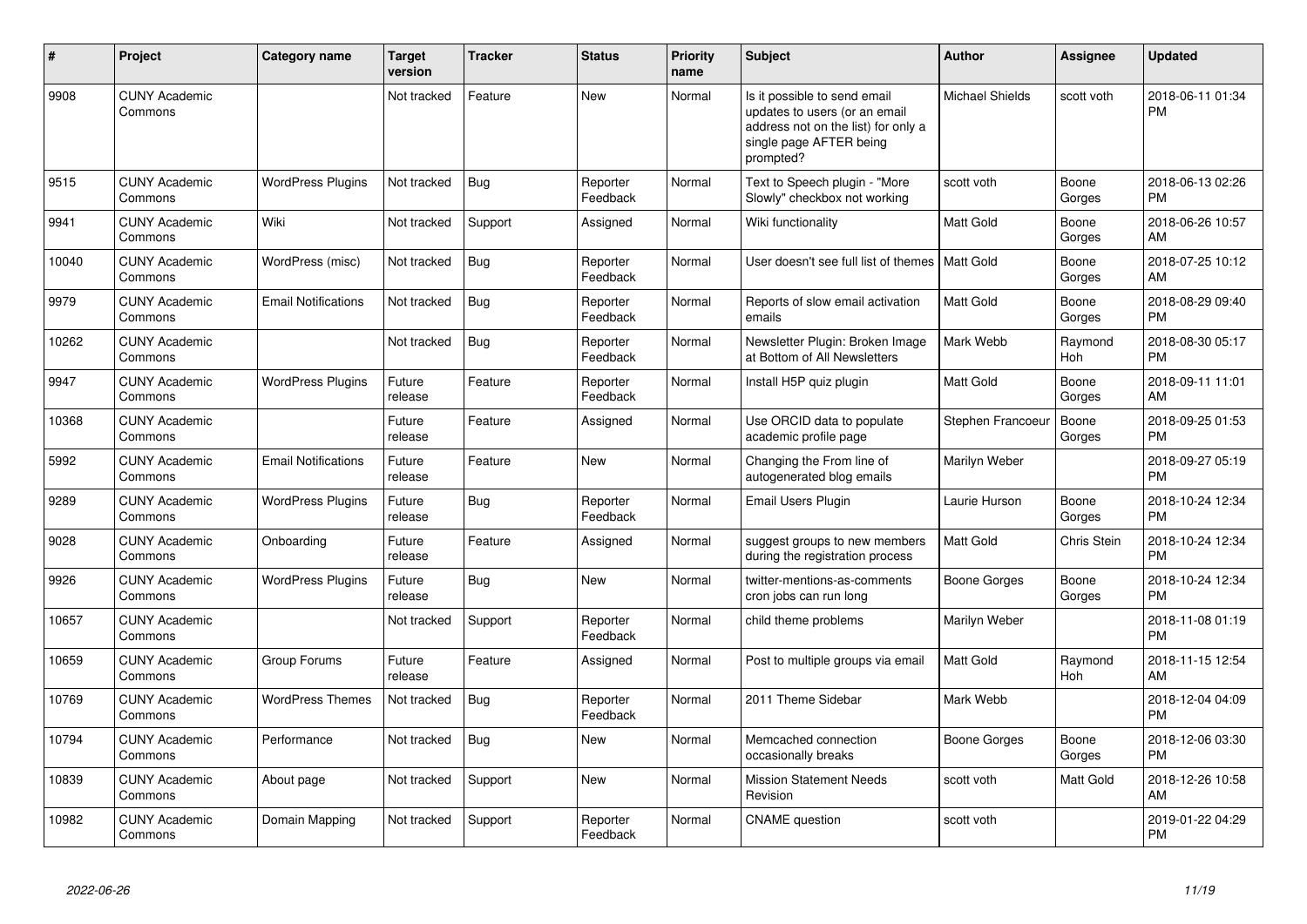| # | Project | Category name | Target version | Tracker | Status | Priority name | Subject | Author | Assignee | Updated |
|---|---|---|---|---|---|---|---|---|---|---|
| 9908 | CUNY Academic Commons | | Not tracked | Feature | New | Normal | Is it possible to send email updates to users (or an email address not on the list) for only a single page AFTER being prompted? | Michael Shields | scott voth | 2018-06-11 01:34 PM |
| 9515 | CUNY Academic Commons | WordPress Plugins | Not tracked | Bug | Reporter Feedback | Normal | Text to Speech plugin - "More Slowly" checkbox not working | scott voth | Boone Gorges | 2018-06-13 02:26 PM |
| 9941 | CUNY Academic Commons | Wiki | Not tracked | Support | Assigned | Normal | Wiki functionality | Matt Gold | Boone Gorges | 2018-06-26 10:57 AM |
| 10040 | CUNY Academic Commons | WordPress (misc) | Not tracked | Bug | Reporter Feedback | Normal | User doesn't see full list of themes | Matt Gold | Boone Gorges | 2018-07-25 10:12 AM |
| 9979 | CUNY Academic Commons | Email Notifications | Not tracked | Bug | Reporter Feedback | Normal | Reports of slow email activation emails | Matt Gold | Boone Gorges | 2018-08-29 09:40 PM |
| 10262 | CUNY Academic Commons | | Not tracked | Bug | Reporter Feedback | Normal | Newsletter Plugin: Broken Image at Bottom of All Newsletters | Mark Webb | Raymond Hoh | 2018-08-30 05:17 PM |
| 9947 | CUNY Academic Commons | WordPress Plugins | Future release | Feature | Reporter Feedback | Normal | Install H5P quiz plugin | Matt Gold | Boone Gorges | 2018-09-11 11:01 AM |
| 10368 | CUNY Academic Commons | | Future release | Feature | Assigned | Normal | Use ORCID data to populate academic profile page | Stephen Francoeur | Boone Gorges | 2018-09-25 01:53 PM |
| 5992 | CUNY Academic Commons | Email Notifications | Future release | Feature | New | Normal | Changing the From line of autogenerated blog emails | Marilyn Weber | | 2018-09-27 05:19 PM |
| 9289 | CUNY Academic Commons | WordPress Plugins | Future release | Bug | Reporter Feedback | Normal | Email Users Plugin | Laurie Hurson | Boone Gorges | 2018-10-24 12:34 PM |
| 9028 | CUNY Academic Commons | Onboarding | Future release | Feature | Assigned | Normal | suggest groups to new members during the registration process | Matt Gold | Chris Stein | 2018-10-24 12:34 PM |
| 9926 | CUNY Academic Commons | WordPress Plugins | Future release | Bug | New | Normal | twitter-mentions-as-comments cron jobs can run long | Boone Gorges | Boone Gorges | 2018-10-24 12:34 PM |
| 10657 | CUNY Academic Commons | | Not tracked | Support | Reporter Feedback | Normal | child theme problems | Marilyn Weber | | 2018-11-08 01:19 PM |
| 10659 | CUNY Academic Commons | Group Forums | Future release | Feature | Assigned | Normal | Post to multiple groups via email | Matt Gold | Raymond Hoh | 2018-11-15 12:54 AM |
| 10769 | CUNY Academic Commons | WordPress Themes | Not tracked | Bug | Reporter Feedback | Normal | 2011 Theme Sidebar | Mark Webb | | 2018-12-04 04:09 PM |
| 10794 | CUNY Academic Commons | Performance | Not tracked | Bug | New | Normal | Memcached connection occasionally breaks | Boone Gorges | Boone Gorges | 2018-12-06 03:30 PM |
| 10839 | CUNY Academic Commons | About page | Not tracked | Support | New | Normal | Mission Statement Needs Revision | scott voth | Matt Gold | 2018-12-26 10:58 AM |
| 10982 | CUNY Academic Commons | Domain Mapping | Not tracked | Support | Reporter Feedback | Normal | CNAME question | scott voth | | 2019-01-22 04:29 PM |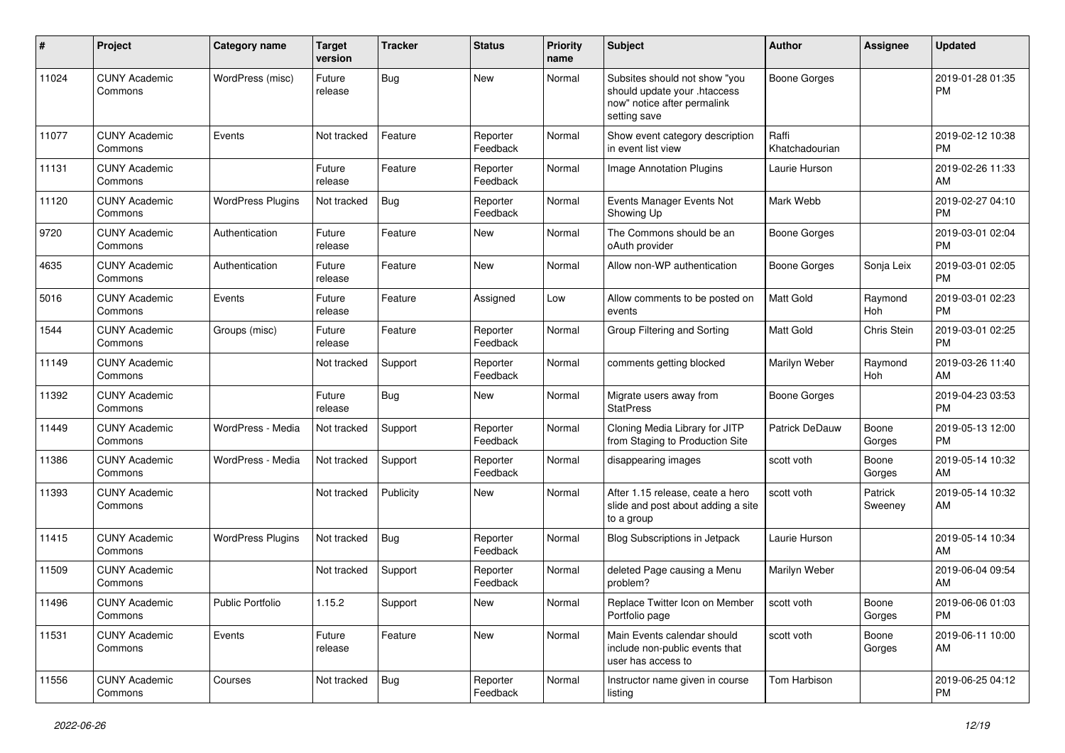| # | Project | Category name | Target version | Tracker | Status | Priority name | Subject | Author | Assignee | Updated |
|---|---|---|---|---|---|---|---|---|---|---|
| 11024 | CUNY Academic Commons | WordPress (misc) | Future release | Bug | New | Normal | Subsites should not show "you should update your .htaccess now" notice after permalink setting save | Boone Gorges | | 2019-01-28 01:35 PM |
| 11077 | CUNY Academic Commons | Events | Not tracked | Feature | Reporter Feedback | Normal | Show event category description in event list view | Raffi Khatchadourian | | 2019-02-12 10:38 PM |
| 11131 | CUNY Academic Commons | | Future release | Feature | Reporter Feedback | Normal | Image Annotation Plugins | Laurie Hurson | | 2019-02-26 11:33 AM |
| 11120 | CUNY Academic Commons | WordPress Plugins | Not tracked | Bug | Reporter Feedback | Normal | Events Manager Events Not Showing Up | Mark Webb | | 2019-02-27 04:10 PM |
| 9720 | CUNY Academic Commons | Authentication | Future release | Feature | New | Normal | The Commons should be an oAuth provider | Boone Gorges | | 2019-03-01 02:04 PM |
| 4635 | CUNY Academic Commons | Authentication | Future release | Feature | New | Normal | Allow non-WP authentication | Boone Gorges | Sonja Leix | 2019-03-01 02:05 PM |
| 5016 | CUNY Academic Commons | Events | Future release | Feature | Assigned | Low | Allow comments to be posted on events | Matt Gold | Raymond Hoh | 2019-03-01 02:23 PM |
| 1544 | CUNY Academic Commons | Groups (misc) | Future release | Feature | Reporter Feedback | Normal | Group Filtering and Sorting | Matt Gold | Chris Stein | 2019-03-01 02:25 PM |
| 11149 | CUNY Academic Commons | | Not tracked | Support | Reporter Feedback | Normal | comments getting blocked | Marilyn Weber | Raymond Hoh | 2019-03-26 11:40 AM |
| 11392 | CUNY Academic Commons | | Future release | Bug | New | Normal | Migrate users away from StatPress | Boone Gorges | | 2019-04-23 03:53 PM |
| 11449 | CUNY Academic Commons | WordPress - Media | Not tracked | Support | Reporter Feedback | Normal | Cloning Media Library for JITP from Staging to Production Site | Patrick DeDauw | Boone Gorges | 2019-05-13 12:00 PM |
| 11386 | CUNY Academic Commons | WordPress - Media | Not tracked | Support | Reporter Feedback | Normal | disappearing images | scott voth | Boone Gorges | 2019-05-14 10:32 AM |
| 11393 | CUNY Academic Commons | | Not tracked | Publicity | New | Normal | After 1.15 release, ceate a hero slide and post about adding a site to a group | scott voth | Patrick Sweeney | 2019-05-14 10:32 AM |
| 11415 | CUNY Academic Commons | WordPress Plugins | Not tracked | Bug | Reporter Feedback | Normal | Blog Subscriptions in Jetpack | Laurie Hurson | | 2019-05-14 10:34 AM |
| 11509 | CUNY Academic Commons | | Not tracked | Support | Reporter Feedback | Normal | deleted Page causing a Menu problem? | Marilyn Weber | | 2019-06-04 09:54 AM |
| 11496 | CUNY Academic Commons | Public Portfolio | 1.15.2 | Support | New | Normal | Replace Twitter Icon on Member Portfolio page | scott voth | Boone Gorges | 2019-06-06 01:03 PM |
| 11531 | CUNY Academic Commons | Events | Future release | Feature | New | Normal | Main Events calendar should include non-public events that user has access to | scott voth | Boone Gorges | 2019-06-11 10:00 AM |
| 11556 | CUNY Academic Commons | Courses | Not tracked | Bug | Reporter Feedback | Normal | Instructor name given in course listing | Tom Harbison | | 2019-06-25 04:12 PM |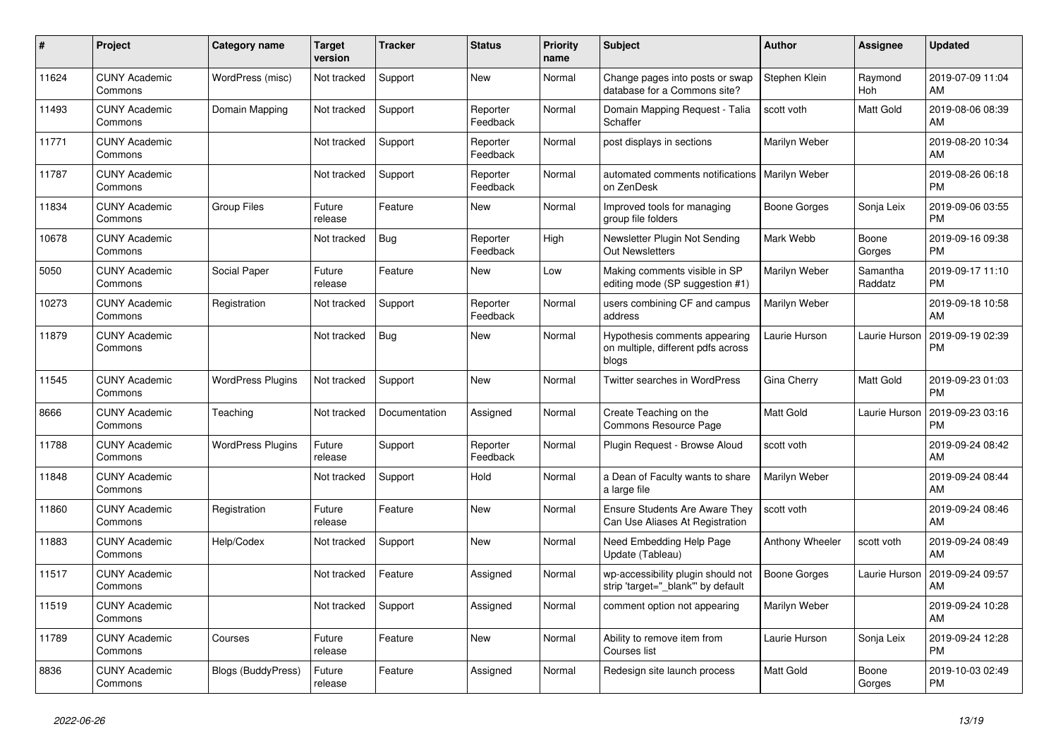| # | Project | Category name | Target version | Tracker | Status | Priority name | Subject | Author | Assignee | Updated |
|---|---|---|---|---|---|---|---|---|---|---|
| 11624 | CUNY Academic Commons | WordPress (misc) | Not tracked | Support | New | Normal | Change pages into posts or swap database for a Commons site? | Stephen Klein | Raymond Hoh | 2019-07-09 11:04 AM |
| 11493 | CUNY Academic Commons | Domain Mapping | Not tracked | Support | Reporter Feedback | Normal | Domain Mapping Request - Talia Schaffer | scott voth | Matt Gold | 2019-08-06 08:39 AM |
| 11771 | CUNY Academic Commons | | Not tracked | Support | Reporter Feedback | Normal | post displays in sections | Marilyn Weber | | 2019-08-20 10:34 AM |
| 11787 | CUNY Academic Commons | | Not tracked | Support | Reporter Feedback | Normal | automated comments notifications on ZenDesk | Marilyn Weber | | 2019-08-26 06:18 PM |
| 11834 | CUNY Academic Commons | Group Files | Future release | Feature | New | Normal | Improved tools for managing group file folders | Boone Gorges | Sonja Leix | 2019-09-06 03:55 PM |
| 10678 | CUNY Academic Commons | | Not tracked | Bug | Reporter Feedback | High | Newsletter Plugin Not Sending Out Newsletters | Mark Webb | Boone Gorges | 2019-09-16 09:38 PM |
| 5050 | CUNY Academic Commons | Social Paper | Future release | Feature | New | Low | Making comments visible in SP editing mode (SP suggestion #1) | Marilyn Weber | Samantha Raddatz | 2019-09-17 11:10 PM |
| 10273 | CUNY Academic Commons | Registration | Not tracked | Support | Reporter Feedback | Normal | users combining CF and campus address | Marilyn Weber | | 2019-09-18 10:58 AM |
| 11879 | CUNY Academic Commons | | Not tracked | Bug | New | Normal | Hypothesis comments appearing on multiple, different pdfs across blogs | Laurie Hurson | Laurie Hurson | 2019-09-19 02:39 PM |
| 11545 | CUNY Academic Commons | WordPress Plugins | Not tracked | Support | New | Normal | Twitter searches in WordPress | Gina Cherry | Matt Gold | 2019-09-23 01:03 PM |
| 8666 | CUNY Academic Commons | Teaching | Not tracked | Documentation | Assigned | Normal | Create Teaching on the Commons Resource Page | Matt Gold | Laurie Hurson | 2019-09-23 03:16 PM |
| 11788 | CUNY Academic Commons | WordPress Plugins | Future release | Support | Reporter Feedback | Normal | Plugin Request - Browse Aloud | scott voth | | 2019-09-24 08:42 AM |
| 11848 | CUNY Academic Commons | | Not tracked | Support | Hold | Normal | a Dean of Faculty wants to share a large file | Marilyn Weber | | 2019-09-24 08:44 AM |
| 11860 | CUNY Academic Commons | Registration | Future release | Feature | New | Normal | Ensure Students Are Aware They Can Use Aliases At Registration | scott voth | | 2019-09-24 08:46 AM |
| 11883 | CUNY Academic Commons | Help/Codex | Not tracked | Support | New | Normal | Need Embedding Help Page Update (Tableau) | Anthony Wheeler | scott voth | 2019-09-24 08:49 AM |
| 11517 | CUNY Academic Commons | | Not tracked | Feature | Assigned | Normal | wp-accessibility plugin should not strip 'target="_blank"' by default | Boone Gorges | Laurie Hurson | 2019-09-24 09:57 AM |
| 11519 | CUNY Academic Commons | | Not tracked | Support | Assigned | Normal | comment option not appearing | Marilyn Weber | | 2019-09-24 10:28 AM |
| 11789 | CUNY Academic Commons | Courses | Future release | Feature | New | Normal | Ability to remove item from Courses list | Laurie Hurson | Sonja Leix | 2019-09-24 12:28 PM |
| 8836 | CUNY Academic Commons | Blogs (BuddyPress) | Future release | Feature | Assigned | Normal | Redesign site launch process | Matt Gold | Boone Gorges | 2019-10-03 02:49 PM |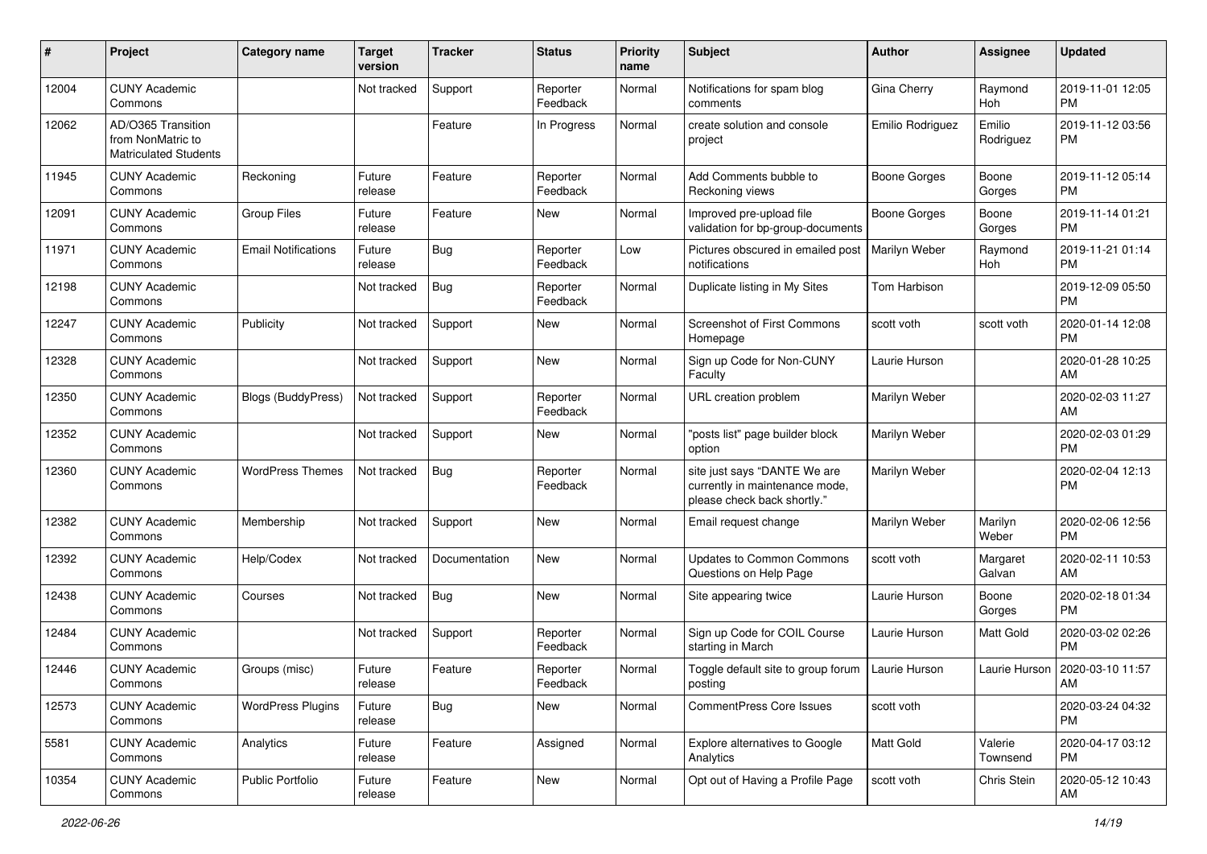| # | Project | Category name | Target version | Tracker | Status | Priority name | Subject | Author | Assignee | Updated |
|---|---|---|---|---|---|---|---|---|---|---|
| 12004 | CUNY Academic Commons | | Not tracked | Support | Reporter Feedback | Normal | Notifications for spam blog comments | Gina Cherry | Raymond Hoh | 2019-11-01 12:05 PM |
| 12062 | AD/O365 Transition from NonMatric to Matriculated Students | | | Feature | In Progress | Normal | create solution and console project | Emilio Rodriguez | Emilio Rodriguez | 2019-11-12 03:56 PM |
| 11945 | CUNY Academic Commons | Reckoning | Future release | Feature | Reporter Feedback | Normal | Add Comments bubble to Reckoning views | Boone Gorges | Boone Gorges | 2019-11-12 05:14 PM |
| 12091 | CUNY Academic Commons | Group Files | Future release | Feature | New | Normal | Improved pre-upload file validation for bp-group-documents | Boone Gorges | Boone Gorges | 2019-11-14 01:21 PM |
| 11971 | CUNY Academic Commons | Email Notifications | Future release | Bug | Reporter Feedback | Low | Pictures obscured in emailed post notifications | Marilyn Weber | Raymond Hoh | 2019-11-21 01:14 PM |
| 12198 | CUNY Academic Commons | | Not tracked | Bug | Reporter Feedback | Normal | Duplicate listing in My Sites | Tom Harbison | | 2019-12-09 05:50 PM |
| 12247 | CUNY Academic Commons | Publicity | Not tracked | Support | New | Normal | Screenshot of First Commons Homepage | scott voth | scott voth | 2020-01-14 12:08 PM |
| 12328 | CUNY Academic Commons | | Not tracked | Support | New | Normal | Sign up Code for Non-CUNY Faculty | Laurie Hurson | | 2020-01-28 10:25 AM |
| 12350 | CUNY Academic Commons | Blogs (BuddyPress) | Not tracked | Support | Reporter Feedback | Normal | URL creation problem | Marilyn Weber | | 2020-02-03 11:27 AM |
| 12352 | CUNY Academic Commons | | Not tracked | Support | New | Normal | "posts list" page builder block option | Marilyn Weber | | 2020-02-03 01:29 PM |
| 12360 | CUNY Academic Commons | WordPress Themes | Not tracked | Bug | Reporter Feedback | Normal | site just says "DANTE We are currently in maintenance mode, please check back shortly." | Marilyn Weber | | 2020-02-04 12:13 PM |
| 12382 | CUNY Academic Commons | Membership | Not tracked | Support | New | Normal | Email request change | Marilyn Weber | Marilyn Weber | 2020-02-06 12:56 PM |
| 12392 | CUNY Academic Commons | Help/Codex | Not tracked | Documentation | New | Normal | Updates to Common Commons Questions on Help Page | scott voth | Margaret Galvan | 2020-02-11 10:53 AM |
| 12438 | CUNY Academic Commons | Courses | Not tracked | Bug | New | Normal | Site appearing twice | Laurie Hurson | Boone Gorges | 2020-02-18 01:34 PM |
| 12484 | CUNY Academic Commons | | Not tracked | Support | Reporter Feedback | Normal | Sign up Code for COIL Course starting in March | Laurie Hurson | Matt Gold | 2020-03-02 02:26 PM |
| 12446 | CUNY Academic Commons | Groups (misc) | Future release | Feature | Reporter Feedback | Normal | Toggle default site to group forum posting | Laurie Hurson | Laurie Hurson | 2020-03-10 11:57 AM |
| 12573 | CUNY Academic Commons | WordPress Plugins | Future release | Bug | New | Normal | CommentPress Core Issues | scott voth | | 2020-03-24 04:32 PM |
| 5581 | CUNY Academic Commons | Analytics | Future release | Feature | Assigned | Normal | Explore alternatives to Google Analytics | Matt Gold | Valerie Townsend | 2020-04-17 03:12 PM |
| 10354 | CUNY Academic Commons | Public Portfolio | Future release | Feature | New | Normal | Opt out of Having a Profile Page | scott voth | Chris Stein | 2020-05-12 10:43 AM |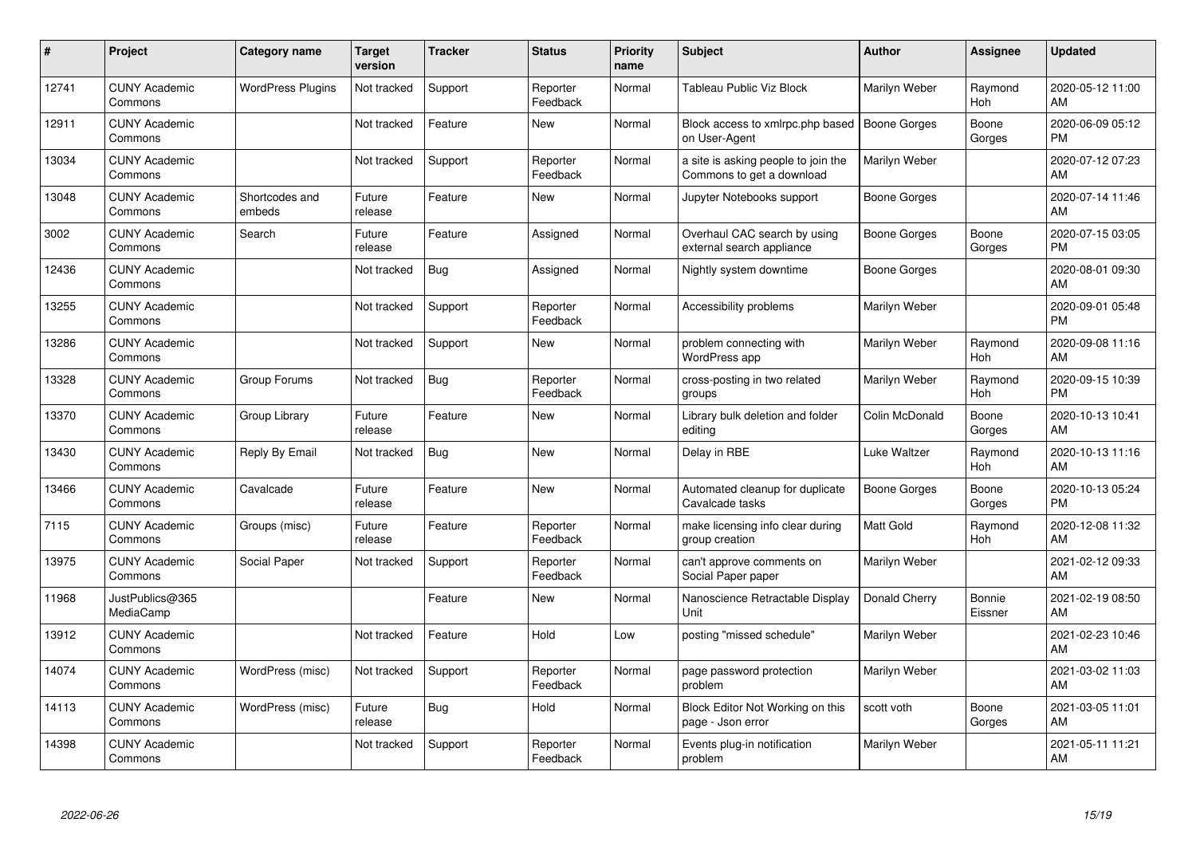| # | Project | Category name | Target version | Tracker | Status | Priority name | Subject | Author | Assignee | Updated |
|---|---|---|---|---|---|---|---|---|---|---|
| 12741 | CUNY Academic Commons | WordPress Plugins | Not tracked | Support | Reporter Feedback | Normal | Tableau Public Viz Block | Marilyn Weber | Raymond Hoh | 2020-05-12 11:00 AM |
| 12911 | CUNY Academic Commons | | Not tracked | Feature | New | Normal | Block access to xmlrpc.php based on User-Agent | Boone Gorges | Boone Gorges | 2020-06-09 05:12 PM |
| 13034 | CUNY Academic Commons | | Not tracked | Support | Reporter Feedback | Normal | a site is asking people to join the Commons to get a download | Marilyn Weber | | 2020-07-12 07:23 AM |
| 13048 | CUNY Academic Commons | Shortcodes and embeds | Future release | Feature | New | Normal | Jupyter Notebooks support | Boone Gorges | | 2020-07-14 11:46 AM |
| 3002 | CUNY Academic Commons | Search | Future release | Feature | Assigned | Normal | Overhaul CAC search by using external search appliance | Boone Gorges | Boone Gorges | 2020-07-15 03:05 PM |
| 12436 | CUNY Academic Commons | | Not tracked | Bug | Assigned | Normal | Nightly system downtime | Boone Gorges | | 2020-08-01 09:30 AM |
| 13255 | CUNY Academic Commons | | Not tracked | Support | Reporter Feedback | Normal | Accessibility problems | Marilyn Weber | | 2020-09-01 05:48 PM |
| 13286 | CUNY Academic Commons | | Not tracked | Support | New | Normal | problem connecting with WordPress app | Marilyn Weber | Raymond Hoh | 2020-09-08 11:16 AM |
| 13328 | CUNY Academic Commons | Group Forums | Not tracked | Bug | Reporter Feedback | Normal | cross-posting in two related groups | Marilyn Weber | Raymond Hoh | 2020-09-15 10:39 PM |
| 13370 | CUNY Academic Commons | Group Library | Future release | Feature | New | Normal | Library bulk deletion and folder editing | Colin McDonald | Boone Gorges | 2020-10-13 10:41 AM |
| 13430 | CUNY Academic Commons | Reply By Email | Not tracked | Bug | New | Normal | Delay in RBE | Luke Waltzer | Raymond Hoh | 2020-10-13 11:16 AM |
| 13466 | CUNY Academic Commons | Cavalcade | Future release | Feature | New | Normal | Automated cleanup for duplicate Cavalcade tasks | Boone Gorges | Boone Gorges | 2020-10-13 05:24 PM |
| 7115 | CUNY Academic Commons | Groups (misc) | Future release | Feature | Reporter Feedback | Normal | make licensing info clear during group creation | Matt Gold | Raymond Hoh | 2020-12-08 11:32 AM |
| 13975 | CUNY Academic Commons | Social Paper | Not tracked | Support | Reporter Feedback | Normal | can't approve comments on Social Paper paper | Marilyn Weber | | 2021-02-12 09:33 AM |
| 11968 | JustPublics@365 MediaCamp | | | Feature | New | Normal | Nanoscience Retractable Display Unit | Donald Cherry | Bonnie Eissner | 2021-02-19 08:50 AM |
| 13912 | CUNY Academic Commons | | Not tracked | Feature | Hold | Low | posting "missed schedule" | Marilyn Weber | | 2021-02-23 10:46 AM |
| 14074 | CUNY Academic Commons | WordPress (misc) | Not tracked | Support | Reporter Feedback | Normal | page password protection problem | Marilyn Weber | | 2021-03-02 11:03 AM |
| 14113 | CUNY Academic Commons | WordPress (misc) | Future release | Bug | Hold | Normal | Block Editor Not Working on this page - Json error | scott voth | Boone Gorges | 2021-03-05 11:01 AM |
| 14398 | CUNY Academic Commons | | Not tracked | Support | Reporter Feedback | Normal | Events plug-in notification problem | Marilyn Weber | | 2021-05-11 11:21 AM |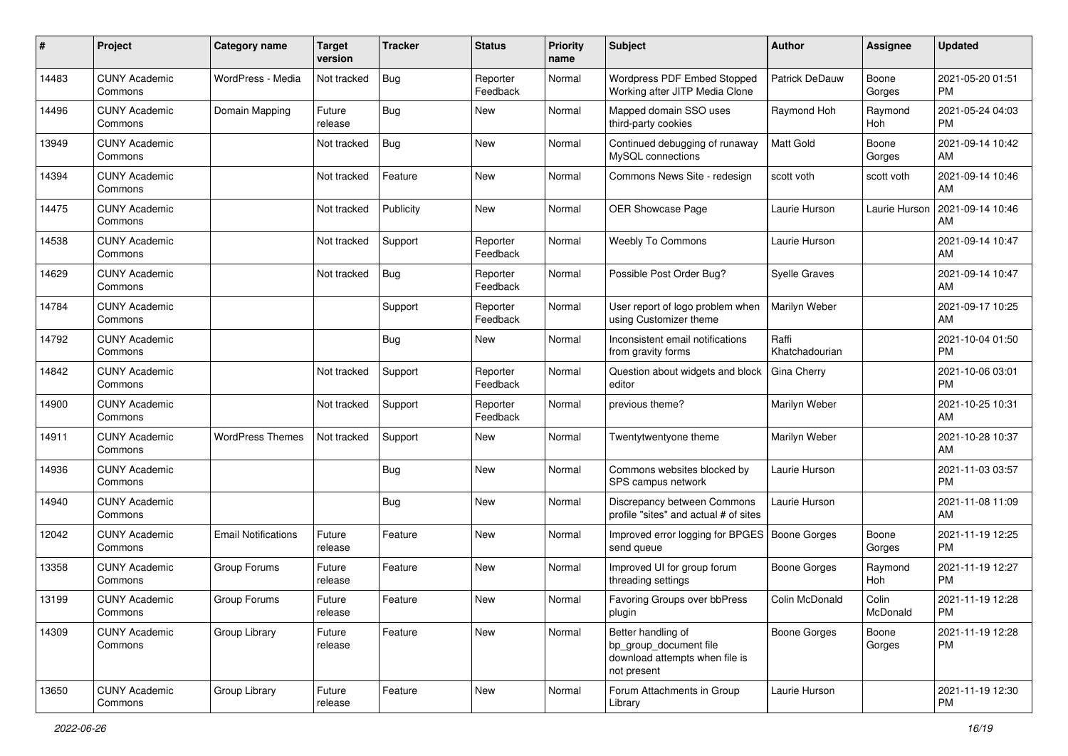| # | Project | Category name | Target version | Tracker | Status | Priority name | Subject | Author | Assignee | Updated |
|---|---|---|---|---|---|---|---|---|---|---|
| 14483 | CUNY Academic Commons | WordPress - Media | Not tracked | Bug | Reporter Feedback | Normal | Wordpress PDF Embed Stopped Working after JITP Media Clone | Patrick DeDauw | Boone Gorges | 2021-05-20 01:51 PM |
| 14496 | CUNY Academic Commons | Domain Mapping | Future release | Bug | New | Normal | Mapped domain SSO uses third-party cookies | Raymond Hoh | Raymond Hoh | 2021-05-24 04:03 PM |
| 13949 | CUNY Academic Commons | | Not tracked | Bug | New | Normal | Continued debugging of runaway MySQL connections | Matt Gold | Boone Gorges | 2021-09-14 10:42 AM |
| 14394 | CUNY Academic Commons | | Not tracked | Feature | New | Normal | Commons News Site - redesign | scott voth | scott voth | 2021-09-14 10:46 AM |
| 14475 | CUNY Academic Commons | | Not tracked | Publicity | New | Normal | OER Showcase Page | Laurie Hurson | Laurie Hurson | 2021-09-14 10:46 AM |
| 14538 | CUNY Academic Commons | | Not tracked | Support | Reporter Feedback | Normal | Weebly To Commons | Laurie Hurson | | 2021-09-14 10:47 AM |
| 14629 | CUNY Academic Commons | | Not tracked | Bug | Reporter Feedback | Normal | Possible Post Order Bug? | Syelle Graves | | 2021-09-14 10:47 AM |
| 14784 | CUNY Academic Commons | | | Support | Reporter Feedback | Normal | User report of logo problem when using Customizer theme | Marilyn Weber | | 2021-09-17 10:25 AM |
| 14792 | CUNY Academic Commons | | | Bug | New | Normal | Inconsistent email notifications from gravity forms | Raffi Khatchadourian | | 2021-10-04 01:50 PM |
| 14842 | CUNY Academic Commons | | Not tracked | Support | Reporter Feedback | Normal | Question about widgets and block editor | Gina Cherry | | 2021-10-06 03:01 PM |
| 14900 | CUNY Academic Commons | | Not tracked | Support | Reporter Feedback | Normal | previous theme? | Marilyn Weber | | 2021-10-25 10:31 AM |
| 14911 | CUNY Academic Commons | WordPress Themes | Not tracked | Support | New | Normal | Twentytwentyone theme | Marilyn Weber | | 2021-10-28 10:37 AM |
| 14936 | CUNY Academic Commons | | | Bug | New | Normal | Commons websites blocked by SPS campus network | Laurie Hurson | | 2021-11-03 03:57 PM |
| 14940 | CUNY Academic Commons | | | Bug | New | Normal | Discrepancy between Commons profile "sites" and actual # of sites | Laurie Hurson | | 2021-11-08 11:09 AM |
| 12042 | CUNY Academic Commons | Email Notifications | Future release | Feature | New | Normal | Improved error logging for BPGES send queue | Boone Gorges | Boone Gorges | 2021-11-19 12:25 PM |
| 13358 | CUNY Academic Commons | Group Forums | Future release | Feature | New | Normal | Improved UI for group forum threading settings | Boone Gorges | Raymond Hoh | 2021-11-19 12:27 PM |
| 13199 | CUNY Academic Commons | Group Forums | Future release | Feature | New | Normal | Favoring Groups over bbPress plugin | Colin McDonald | Colin McDonald | 2021-11-19 12:28 PM |
| 14309 | CUNY Academic Commons | Group Library | Future release | Feature | New | Normal | Better handling of bp_group_document file download attempts when file is not present | Boone Gorges | Boone Gorges | 2021-11-19 12:28 PM |
| 13650 | CUNY Academic Commons | Group Library | Future release | Feature | New | Normal | Forum Attachments in Group Library | Laurie Hurson | | 2021-11-19 12:30 PM |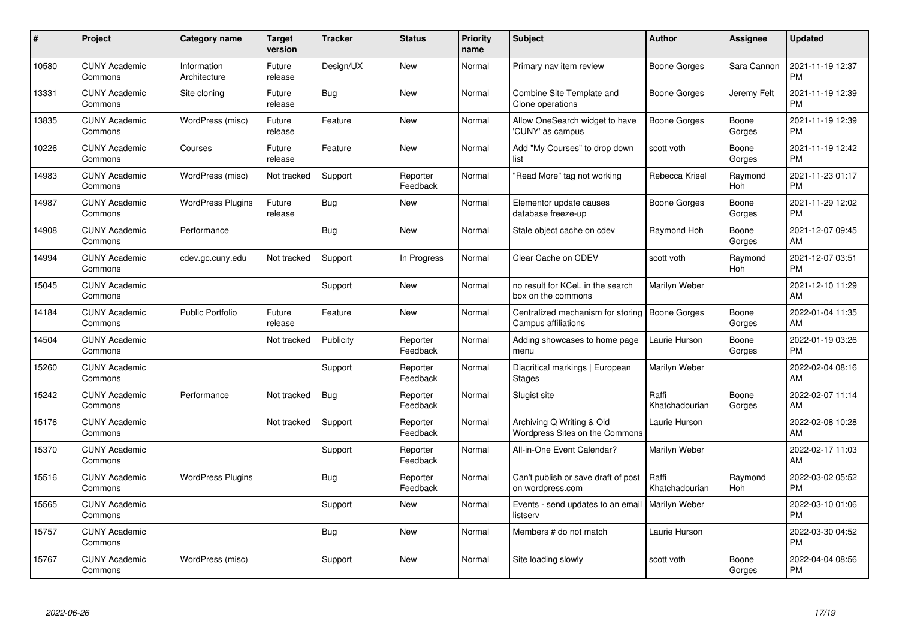| # | Project | Category name | Target version | Tracker | Status | Priority name | Subject | Author | Assignee | Updated |
|---|---|---|---|---|---|---|---|---|---|---|
| 10580 | CUNY Academic Commons | Information Architecture | Future release | Design/UX | New | Normal | Primary nav item review | Boone Gorges | Sara Cannon | 2021-11-19 12:37 PM |
| 13331 | CUNY Academic Commons | Site cloning | Future release | Bug | New | Normal | Combine Site Template and Clone operations | Boone Gorges | Jeremy Felt | 2021-11-19 12:39 PM |
| 13835 | CUNY Academic Commons | WordPress (misc) | Future release | Feature | New | Normal | Allow OneSearch widget to have 'CUNY' as campus | Boone Gorges | Boone Gorges | 2021-11-19 12:39 PM |
| 10226 | CUNY Academic Commons | Courses | Future release | Feature | New | Normal | Add "My Courses" to drop down list | scott voth | Boone Gorges | 2021-11-19 12:42 PM |
| 14983 | CUNY Academic Commons | WordPress (misc) | Not tracked | Support | Reporter Feedback | Normal | "Read More" tag not working | Rebecca Krisel | Raymond Hoh | 2021-11-23 01:17 PM |
| 14987 | CUNY Academic Commons | WordPress Plugins | Future release | Bug | New | Normal | Elementor update causes database freeze-up | Boone Gorges | Boone Gorges | 2021-11-29 12:02 PM |
| 14908 | CUNY Academic Commons | Performance | | Bug | New | Normal | Stale object cache on cdev | Raymond Hoh | Boone Gorges | 2021-12-07 09:45 AM |
| 14994 | CUNY Academic Commons | cdev.gc.cuny.edu | Not tracked | Support | In Progress | Normal | Clear Cache on CDEV | scott voth | Raymond Hoh | 2021-12-07 03:51 PM |
| 15045 | CUNY Academic Commons | | | Support | New | Normal | no result for KCeL in the search box on the commons | Marilyn Weber | | 2021-12-10 11:29 AM |
| 14184 | CUNY Academic Commons | Public Portfolio | Future release | Feature | New | Normal | Centralized mechanism for storing Campus affiliations | Boone Gorges | Boone Gorges | 2022-01-04 11:35 AM |
| 14504 | CUNY Academic Commons | | Not tracked | Publicity | Reporter Feedback | Normal | Adding showcases to home page menu | Laurie Hurson | Boone Gorges | 2022-01-19 03:26 PM |
| 15260 | CUNY Academic Commons | | | Support | Reporter Feedback | Normal | Diacritical markings \| European Stages | Marilyn Weber | | 2022-02-04 08:16 AM |
| 15242 | CUNY Academic Commons | Performance | Not tracked | Bug | Reporter Feedback | Normal | Slugist site | Raffi Khatchadourian | Boone Gorges | 2022-02-07 11:14 AM |
| 15176 | CUNY Academic Commons | | Not tracked | Support | Reporter Feedback | Normal | Archiving Q Writing & Old Wordpress Sites on the Commons | Laurie Hurson | | 2022-02-08 10:28 AM |
| 15370 | CUNY Academic Commons | | | Support | Reporter Feedback | Normal | All-in-One Event Calendar? | Marilyn Weber | | 2022-02-17 11:03 AM |
| 15516 | CUNY Academic Commons | WordPress Plugins | | Bug | Reporter Feedback | Normal | Can't publish or save draft of post on wordpress.com | Raffi Khatchadourian | Raymond Hoh | 2022-03-02 05:52 PM |
| 15565 | CUNY Academic Commons | | | Support | New | Normal | Events - send updates to an email listserv | Marilyn Weber | | 2022-03-10 01:06 PM |
| 15757 | CUNY Academic Commons | | | Bug | New | Normal | Members # do not match | Laurie Hurson | | 2022-03-30 04:52 PM |
| 15767 | CUNY Academic Commons | WordPress (misc) | | Support | New | Normal | Site loading slowly | scott voth | Boone Gorges | 2022-04-04 08:56 PM |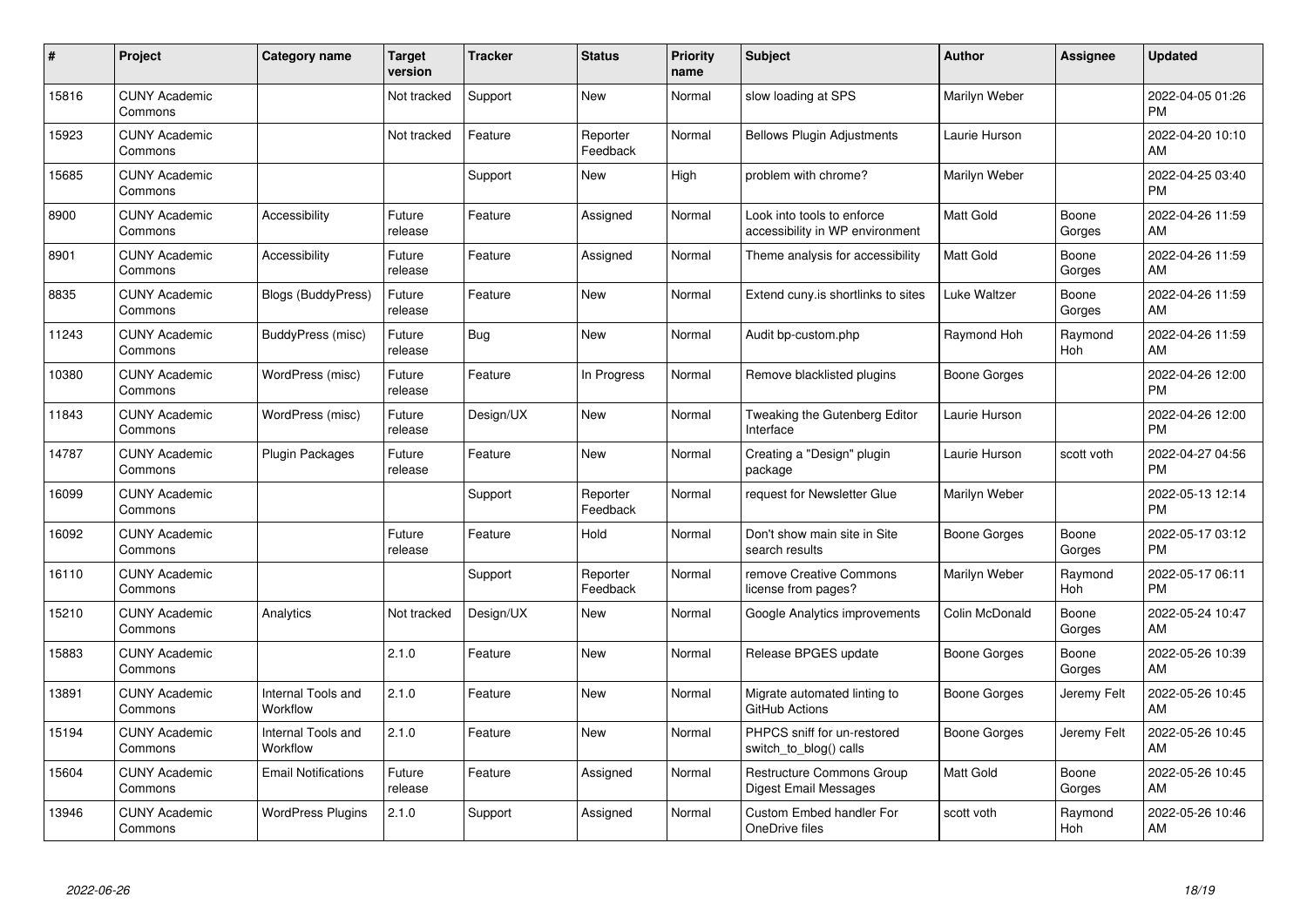| # | Project | Category name | Target version | Tracker | Status | Priority name | Subject | Author | Assignee | Updated |
|---|---|---|---|---|---|---|---|---|---|---|
| 15816 | CUNY Academic Commons | | Not tracked | Support | New | Normal | slow loading at SPS | Marilyn Weber | | 2022-04-05 01:26 PM |
| 15923 | CUNY Academic Commons | | Not tracked | Feature | Reporter Feedback | Normal | Bellows Plugin Adjustments | Laurie Hurson | | 2022-04-20 10:10 AM |
| 15685 | CUNY Academic Commons | | | Support | New | High | problem with chrome? | Marilyn Weber | | 2022-04-25 03:40 PM |
| 8900 | CUNY Academic Commons | Accessibility | Future release | Feature | Assigned | Normal | Look into tools to enforce accessibility in WP environment | Matt Gold | Boone Gorges | 2022-04-26 11:59 AM |
| 8901 | CUNY Academic Commons | Accessibility | Future release | Feature | Assigned | Normal | Theme analysis for accessibility | Matt Gold | Boone Gorges | 2022-04-26 11:59 AM |
| 8835 | CUNY Academic Commons | Blogs (BuddyPress) | Future release | Feature | New | Normal | Extend cuny.is shortlinks to sites | Luke Waltzer | Boone Gorges | 2022-04-26 11:59 AM |
| 11243 | CUNY Academic Commons | BuddyPress (misc) | Future release | Bug | New | Normal | Audit bp-custom.php | Raymond Hoh | Raymond Hoh | 2022-04-26 11:59 AM |
| 10380 | CUNY Academic Commons | WordPress (misc) | Future release | Feature | In Progress | Normal | Remove blacklisted plugins | Boone Gorges | | 2022-04-26 12:00 PM |
| 11843 | CUNY Academic Commons | WordPress (misc) | Future release | Design/UX | New | Normal | Tweaking the Gutenberg Editor Interface | Laurie Hurson | | 2022-04-26 12:00 PM |
| 14787 | CUNY Academic Commons | Plugin Packages | Future release | Feature | New | Normal | Creating a "Design" plugin package | Laurie Hurson | scott voth | 2022-04-27 04:56 PM |
| 16099 | CUNY Academic Commons | | | Support | Reporter Feedback | Normal | request for Newsletter Glue | Marilyn Weber | | 2022-05-13 12:14 PM |
| 16092 | CUNY Academic Commons | | Future release | Feature | Hold | Normal | Don't show main site in Site search results | Boone Gorges | Boone Gorges | 2022-05-17 03:12 PM |
| 16110 | CUNY Academic Commons | | | Support | Reporter Feedback | Normal | remove Creative Commons license from pages? | Marilyn Weber | Raymond Hoh | 2022-05-17 06:11 PM |
| 15210 | CUNY Academic Commons | Analytics | Not tracked | Design/UX | New | Normal | Google Analytics improvements | Colin McDonald | Boone Gorges | 2022-05-24 10:47 AM |
| 15883 | CUNY Academic Commons | | 2.1.0 | Feature | New | Normal | Release BPGES update | Boone Gorges | Boone Gorges | 2022-05-26 10:39 AM |
| 13891 | CUNY Academic Commons | Internal Tools and Workflow | 2.1.0 | Feature | New | Normal | Migrate automated linting to GitHub Actions | Boone Gorges | Jeremy Felt | 2022-05-26 10:45 AM |
| 15194 | CUNY Academic Commons | Internal Tools and Workflow | 2.1.0 | Feature | New | Normal | PHPCS sniff for un-restored switch_to_blog() calls | Boone Gorges | Jeremy Felt | 2022-05-26 10:45 AM |
| 15604 | CUNY Academic Commons | Email Notifications | Future release | Feature | Assigned | Normal | Restructure Commons Group Digest Email Messages | Matt Gold | Boone Gorges | 2022-05-26 10:45 AM |
| 13946 | CUNY Academic Commons | WordPress Plugins | 2.1.0 | Support | Assigned | Normal | Custom Embed handler For OneDrive files | scott voth | Raymond Hoh | 2022-05-26 10:46 AM |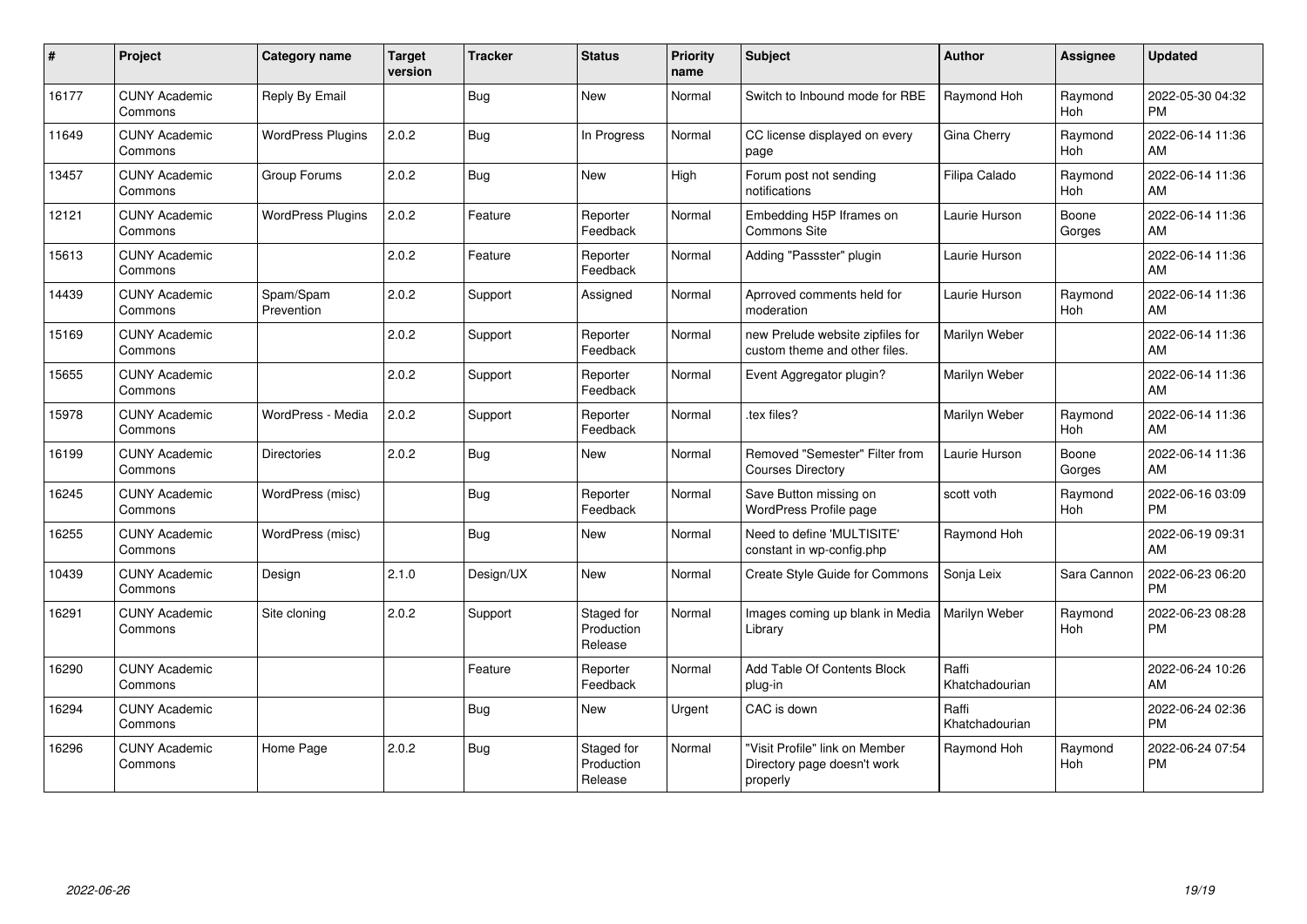| # | Project | Category name | Target version | Tracker | Status | Priority name | Subject | Author | Assignee | Updated |
|---|---|---|---|---|---|---|---|---|---|---|
| 16177 | CUNY Academic Commons | Reply By Email | | Bug | New | Normal | Switch to Inbound mode for RBE | Raymond Hoh | Raymond Hoh | 2022-05-30 04:32 PM |
| 11649 | CUNY Academic Commons | WordPress Plugins | 2.0.2 | Bug | In Progress | Normal | CC license displayed on every page | Gina Cherry | Raymond Hoh | 2022-06-14 11:36 AM |
| 13457 | CUNY Academic Commons | Group Forums | 2.0.2 | Bug | New | High | Forum post not sending notifications | Filipa Calado | Raymond Hoh | 2022-06-14 11:36 AM |
| 12121 | CUNY Academic Commons | WordPress Plugins | 2.0.2 | Feature | Reporter Feedback | Normal | Embedding H5P Iframes on Commons Site | Laurie Hurson | Boone Gorges | 2022-06-14 11:36 AM |
| 15613 | CUNY Academic Commons | | 2.0.2 | Feature | Reporter Feedback | Normal | Adding "Passster" plugin | Laurie Hurson | | 2022-06-14 11:36 AM |
| 14439 | CUNY Academic Commons | Spam/Spam Prevention | 2.0.2 | Support | Assigned | Normal | Aprroved comments held for moderation | Laurie Hurson | Raymond Hoh | 2022-06-14 11:36 AM |
| 15169 | CUNY Academic Commons | | 2.0.2 | Support | Reporter Feedback | Normal | new Prelude website zipfiles for custom theme and other files. | Marilyn Weber | | 2022-06-14 11:36 AM |
| 15655 | CUNY Academic Commons | | 2.0.2 | Support | Reporter Feedback | Normal | Event Aggregator plugin? | Marilyn Weber | | 2022-06-14 11:36 AM |
| 15978 | CUNY Academic Commons | WordPress - Media | 2.0.2 | Support | Reporter Feedback | Normal | .tex files? | Marilyn Weber | Raymond Hoh | 2022-06-14 11:36 AM |
| 16199 | CUNY Academic Commons | Directories | 2.0.2 | Bug | New | Normal | Removed "Semester" Filter from Courses Directory | Laurie Hurson | Boone Gorges | 2022-06-14 11:36 AM |
| 16245 | CUNY Academic Commons | WordPress (misc) | | Bug | Reporter Feedback | Normal | Save Button missing on WordPress Profile page | scott voth | Raymond Hoh | 2022-06-16 03:09 PM |
| 16255 | CUNY Academic Commons | WordPress (misc) | | Bug | New | Normal | Need to define 'MULTISITE' constant in wp-config.php | Raymond Hoh | | 2022-06-19 09:31 AM |
| 10439 | CUNY Academic Commons | Design | 2.1.0 | Design/UX | New | Normal | Create Style Guide for Commons | Sonja Leix | Sara Cannon | 2022-06-23 06:20 PM |
| 16291 | CUNY Academic Commons | Site cloning | 2.0.2 | Support | Staged for Production Release | Normal | Images coming up blank in Media Library | Marilyn Weber | Raymond Hoh | 2022-06-23 08:28 PM |
| 16290 | CUNY Academic Commons | | | Feature | Reporter Feedback | Normal | Add Table Of Contents Block plug-in | Raffi Khatchadourian | | 2022-06-24 10:26 AM |
| 16294 | CUNY Academic Commons | | | Bug | New | Urgent | CAC is down | Raffi Khatchadourian | | 2022-06-24 02:36 PM |
| 16296 | CUNY Academic Commons | Home Page | 2.0.2 | Bug | Staged for Production Release | Normal | "Visit Profile" link on Member Directory page doesn't work properly | Raymond Hoh | Raymond Hoh | 2022-06-24 07:54 PM |